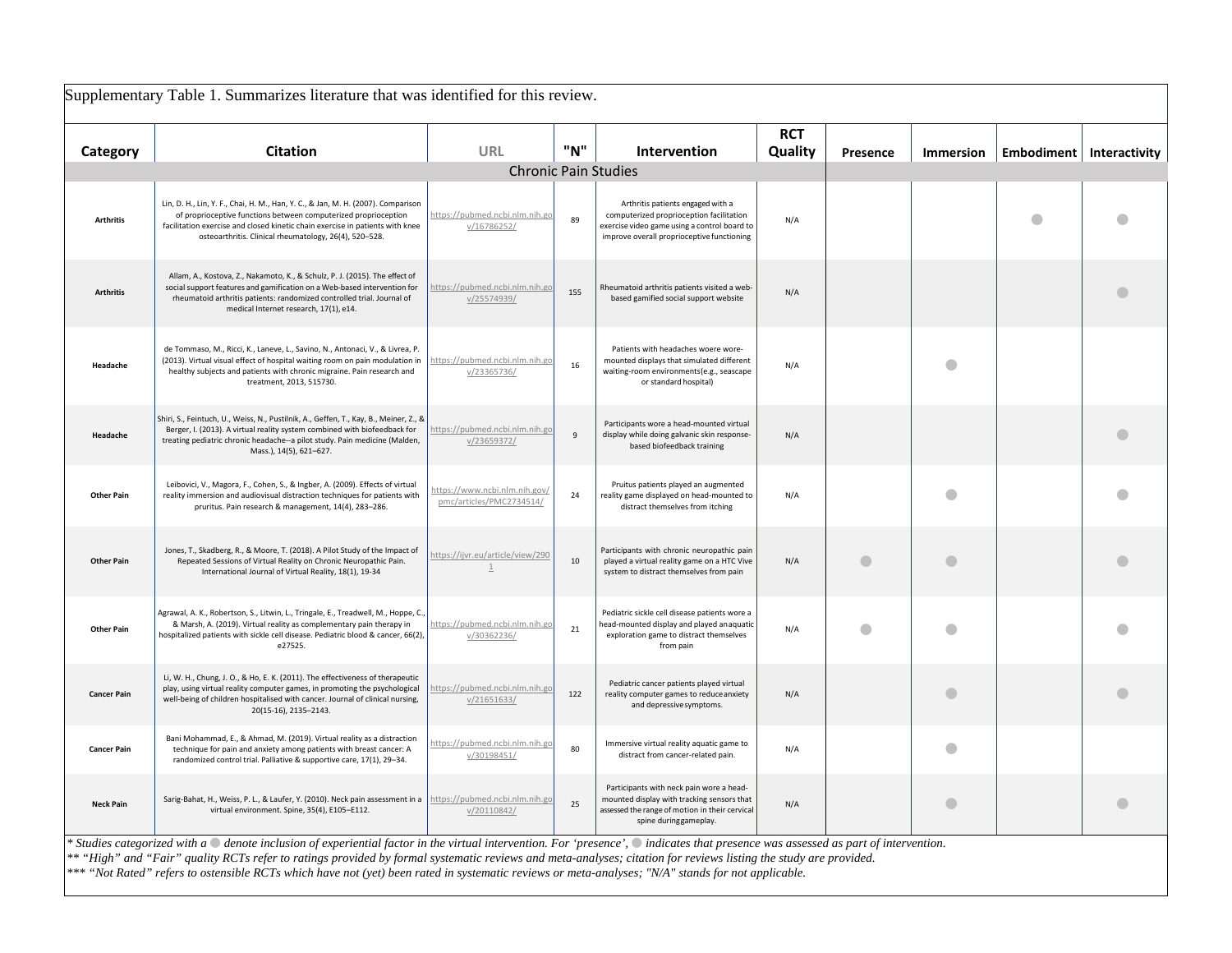Supplementary Table 1. Summarizes literature that was identified for this review.

| Category | Citation | URL | "N" | Intervention | RCT Quality | Presence | Immersion | Embodiment | Interactivity |
|---|---|---|---|---|---|---|---|---|---|
| Chronic Pain Studies | | | | | | | | | |
| **Arthritis** | Lin, D. H., Lin, Y. F., Chai, H. M., Han, Y. C., & Jan, M. H. (2007). Comparison of proprioceptive functions between computerized proprioception facilitation exercise and closed kinetic chain exercise in patients with knee osteoarthritis. Clinical rheumatology, 26(4), 520–528. | https://pubmed.ncbi.nlm.nih.gov/16786252/ | 89 | Arthritis patients engaged with a computerized proprioception facilitation exercise video game using a control board to improve overall proprioceptive functioning | N/A | | | ● | ● |
| **Arthritis** | Allam, A., Kostova, Z., Nakamoto, K., & Schulz, P. J. (2015). The effect of social support features and gamification on a Web-based intervention for rheumatoid arthritis patients: randomized controlled trial. Journal of medical Internet research, 17(1), e14. | https://pubmed.ncbi.nlm.nih.gov/25574939/ | 155 | Rheumatoid arthritis patients visited a web-based gamified social support website | N/A | | | | ● |
| **Headache** | de Tommaso, M., Ricci, K., Laneve, L., Savino, N., Antonaci, V., & Livrea, P. (2013). Virtual visual effect of hospital waiting room on pain modulation in healthy subjects and patients with chronic migraine. Pain research and treatment, 2013, 515730. | https://pubmed.ncbi.nlm.nih.gov/23365736/ | 16 | Patients with headaches woere wore-mounted displays that simulated different waiting-room environments(e.g., seascape or standard hospital) | N/A | | ● | | |
| **Headache** | Shiri, S., Feintuch, U., Weiss, N., Pustilnik, A., Geffen, T., Kay, B., Meiner, Z., & Berger, I. (2013). A virtual reality system combined with biofeedback for treating pediatric chronic headache--a pilot study. Pain medicine (Malden, Mass.), 14(5), 621–627. | https://pubmed.ncbi.nlm.nih.gov/23659372/ | 9 | Participants wore a head-mounted virtual display while doing galvanic skin response-based biofeedback training | N/A | | | | ● |
| **Other Pain** | Leibovici, V., Magora, F., Cohen, S., & Ingber, A. (2009). Effects of virtual reality immersion and audiovisual distraction techniques for patients with pruritus. Pain research & management, 14(4), 283–286. | https://www.ncbi.nlm.nih.gov/pmc/articles/PMC2734514/ | 24 | Pruitus patients played an augmented reality game displayed on head-mounted to distract themselves from itching | N/A | | ● | | ● |
| **Other Pain** | Jones, T., Skadberg, R., & Moore, T. (2018). A Pilot Study of the Impact of Repeated Sessions of Virtual Reality on Chronic Neuropathic Pain. International Journal of Virtual Reality, 18(1), 19-34 | https://ijvr.eu/article/view/2901 | 10 | Participants with chronic neuropathic pain played a virtual reality game on a HTC Vive system to distract themselves from pain | N/A | ● | ● | | ● |
| **Other Pain** | Agrawal, A. K., Robertson, S., Litwin, L., Tringale, E., Treadwell, M., Hoppe, C., & Marsh, A. (2019). Virtual reality as complementary pain therapy in hospitalized patients with sickle cell disease. Pediatric blood & cancer, 66(2), e27525. | https://pubmed.ncbi.nlm.nih.gov/30362236/ | 21 | Pediatric sickle cell disease patients wore a head-mounted display and played anaquatic exploration game to distract themselves from pain | N/A | ● | ● | | ● |
| **Cancer Pain** | Li, W. H., Chung, J. O., & Ho, E. K. (2011). The effectiveness of therapeutic play, using virtual reality computer games, in promoting the psychological well-being of children hospitalised with cancer. Journal of clinical nursing, 20(15-16), 2135–2143. | https://pubmed.ncbi.nlm.nih.gov/21651633/ | 122 | Pediatric cancer patients played virtual reality computer games to reduceanxiety and depressivesymptoms. | N/A | | ● | | ● |
| **Cancer Pain** | Bani Mohammad, E., & Ahmad, M. (2019). Virtual reality as a distraction technique for pain and anxiety among patients with breast cancer: A randomized control trial. Palliative & supportive care, 17(1), 29–34. | https://pubmed.ncbi.nlm.nih.gov/30198451/ | 80 | Immersive virtual reality aquatic game to distract from cancer-related pain. | N/A | | ● | | |
| **Neck Pain** | Sarig-Bahat, H., Weiss, P. L., & Laufer, Y. (2010). Neck pain assessment in a virtual environment. Spine, 35(4), E105–E112. | https://pubmed.ncbi.nlm.nih.gov/20110842/ | 25 | Participants with neck pain wore a head-mounted display with tracking sensors that assessed the range of motion in their cervical spine duringgameplay. | N/A | | ● | | ● |

*\* Studies categorized with a ● denote inclusion of experiential factor in the virtual intervention. For 'presence', ● indicates that presence was assessed as part of intervention.*
*\*\* "High" and "Fair" quality RCTs refer to ratings provided by formal systematic reviews and meta-analyses; citation for reviews listing the study are provided.*
*\*\*\* "Not Rated" refers to ostensible RCTs which have not (yet) been rated in systematic reviews or meta-analyses; "N/A" stands for not applicable.*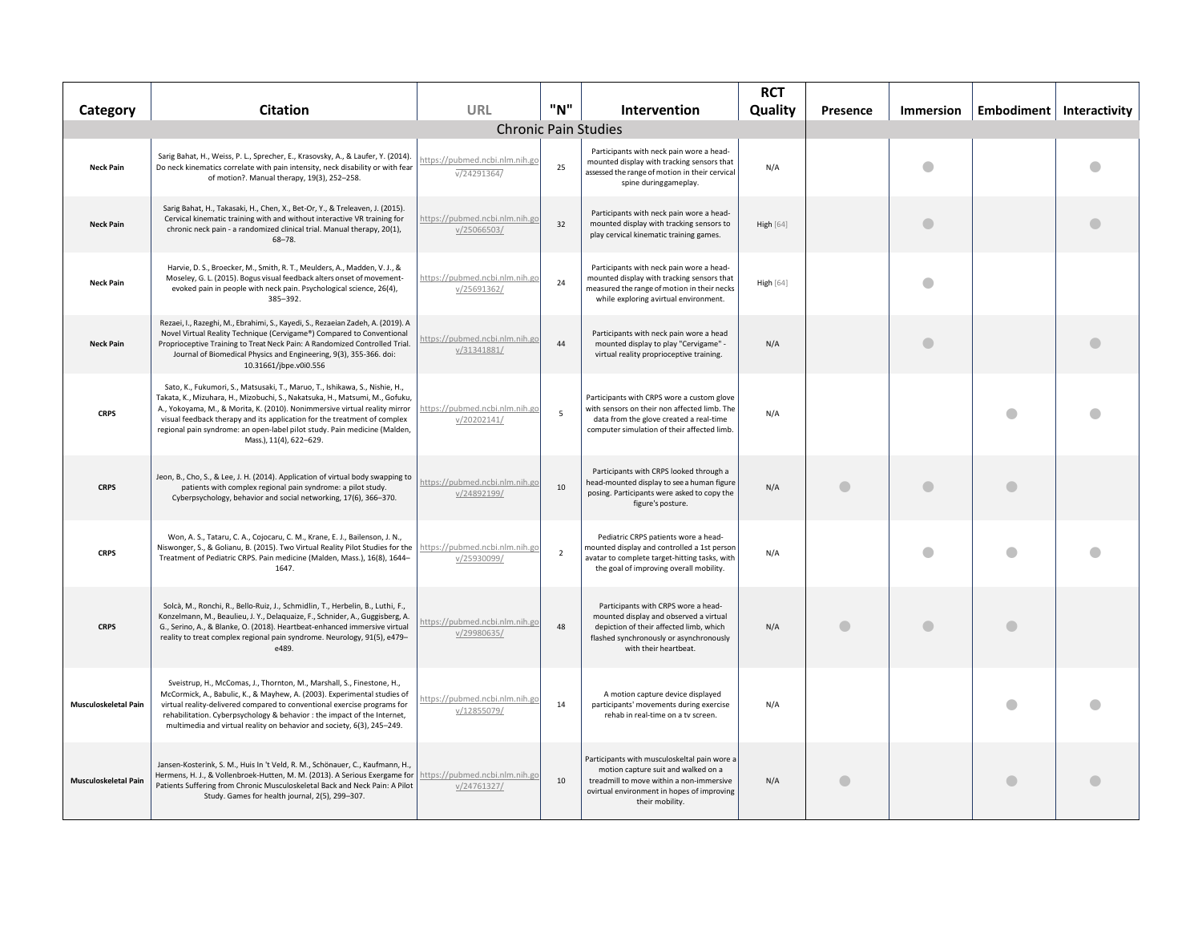| Category | Citation | URL | "N" | Intervention | RCT Quality | Presence | Immersion | Embodiment | Interactivity |
|---|---|---|---|---|---|---|---|---|---|
| Chronic Pain Studies | | | | | | | | | |
| **Neck Pain** | Sarig Bahat, H., Weiss, P. L., Sprecher, E., Krasovsky, A., & Laufer, Y. (2014). Do neck kinematics correlate with pain intensity, neck disability or with fear of motion?. Manual therapy, 19(3), 252–258. | https://pubmed.ncbi.nlm.nih.gov/24291364/ | 25 | Participants with neck pain wore a head-mounted display with tracking sensors that assessed the range of motion in their cervical spine duringgameplay. | N/A | | ● | | ● |
| **Neck Pain** | Sarig Bahat, H., Takasaki, H., Chen, X., Bet-Or, Y., & Treleaven, J. (2015). Cervical kinematic training with and without interactive VR training for chronic neck pain - a randomized clinical trial. Manual therapy, 20(1), 68–78. | https://pubmed.ncbi.nlm.nih.gov/25066503/ | 32 | Participants with neck pain wore a head-mounted display with tracking sensors to play cervical kinematic training games. | High [64] | | ● | | ● |
| **Neck Pain** | Harvie, D. S., Broecker, M., Smith, R. T., Meulders, A., Madden, V. J., & Moseley, G. L. (2015). Bogus visual feedback alters onset of movement-evoked pain in people with neck pain. Psychological science, 26(4), 385–392. | https://pubmed.ncbi.nlm.nih.gov/25691362/ | 24 | Participants with neck pain wore a head-mounted display with tracking sensors that measured the range of motion in their necks while exploring avirtual environment. | High [64] | | ● | | |
| **Neck Pain** | Rezaei, I., Razeghi, M., Ebrahimi, S., Kayedi, S., Rezaeian Zadeh, A. (2019). A Novel Virtual Reality Technique (Cervigame®) Compared to Conventional Proprioceptive Training to Treat Neck Pain: A Randomized Controlled Trial. Journal of Biomedical Physics and Engineering, 9(3), 355-366. doi: 10.31661/jbpe.v0i0.556 | https://pubmed.ncbi.nlm.nih.gov/31341881/ | 44 | Participants with neck pain wore a head mounted display to play "Cervigame" - virtual reality proprioceptive training. | N/A | | ● | | ● |
| **CRPS** | Sato, K., Fukumori, S., Matsusaki, T., Maruo, T., Ishikawa, S., Nishie, H., Takata, K., Mizuhara, H., Mizobuchi, S., Nakatsuka, H., Matsumi, M., Gofuku, A., Yokoyama, M., & Morita, K. (2010). Nonimmersive virtual reality mirror visual feedback therapy and its application for the treatment of complex regional pain syndrome: an open-label pilot study. Pain medicine (Malden, Mass.), 11(4), 622–629. | https://pubmed.ncbi.nlm.nih.gov/20202141/ | 5 | Participants with CRPS wore a custom glove with sensors on their non affected limb. The data from the glove created a real-time computer simulation of their affected limb. | N/A | | | ● | ● |
| **CRPS** | Jeon, B., Cho, S., & Lee, J. H. (2014). Application of virtual body swapping to patients with complex regional pain syndrome: a pilot study. Cyberpsychology, behavior and social networking, 17(6), 366–370. | https://pubmed.ncbi.nlm.nih.gov/24892199/ | 10 | Participants with CRPS looked through a head-mounted display to see a human figure posing. Participants were asked to copy the figure's posture. | N/A | ● | ● | ● | |
| **CRPS** | Won, A. S., Tataru, C. A., Cojocaru, C. M., Krane, E. J., Bailenson, J. N., Niswonger, S., & Golianu, B. (2015). Two Virtual Reality Pilot Studies for the Treatment of Pediatric CRPS. Pain medicine (Malden, Mass.), 16(8), 1644–1647. | https://pubmed.ncbi.nlm.nih.gov/25930099/ | 2 | Pediatric CRPS patients wore a head-mounted display and controlled a 1st person avatar to complete target-hitting tasks, with the goal of improving overall mobility. | N/A | | ● | ● | ● |
| **CRPS** | Solcà, M., Ronchi, R., Bello-Ruiz, J., Schmidlin, T., Herbelin, B., Luthi, F., Konzelmann, M., Beaulieu, J. Y., Delaquaize, F., Schnider, A., Guggisberg, A. G., Serino, A., & Blanke, O. (2018). Heartbeat-enhanced immersive virtual reality to treat complex regional pain syndrome. Neurology, 91(5), e479–e489. | https://pubmed.ncbi.nlm.nih.gov/29980635/ | 48 | Participants with CRPS wore a head-mounted display and observed a virtual depiction of their affected limb, which flashed synchronously or asynchronously with their heartbeat. | N/A | ● | ● | ● | |
| **Musculoskeletal Pain** | Sveistrup, H., McComas, J., Thornton, M., Marshall, S., Finestone, H., McCormick, A., Babulic, K., & Mayhew, A. (2003). Experimental studies of virtual reality-delivered compared to conventional exercise programs for rehabilitation. Cyberpsychology & behavior : the impact of the Internet, multimedia and virtual reality on behavior and society, 6(3), 245–249. | https://pubmed.ncbi.nlm.nih.gov/12855079/ | 14 | A motion capture device displayed participants' movements during exercise rehab in real-time on a tv screen. | N/A | | | ● | ● |
| **Musculoskeletal Pain** | Jansen-Kosterink, S. M., Huis In 't Veld, R. M., Schönauer, C., Kaufmann, H., Hermens, H. J., & Vollenbroek-Hutten, M. M. (2013). A Serious Exergame for Patients Suffering from Chronic Musculoskeletal Back and Neck Pain: A Pilot Study. Games for health journal, 2(5), 299–307. | https://pubmed.ncbi.nlm.nih.gov/24761327/ | 10 | Participants with musculoskeltal pain wore a motion capture suit and walked on a treadmill to move within a non-immersive ovirtual environment in hopes of improving their mobility. | N/A | ● | | ● | ● |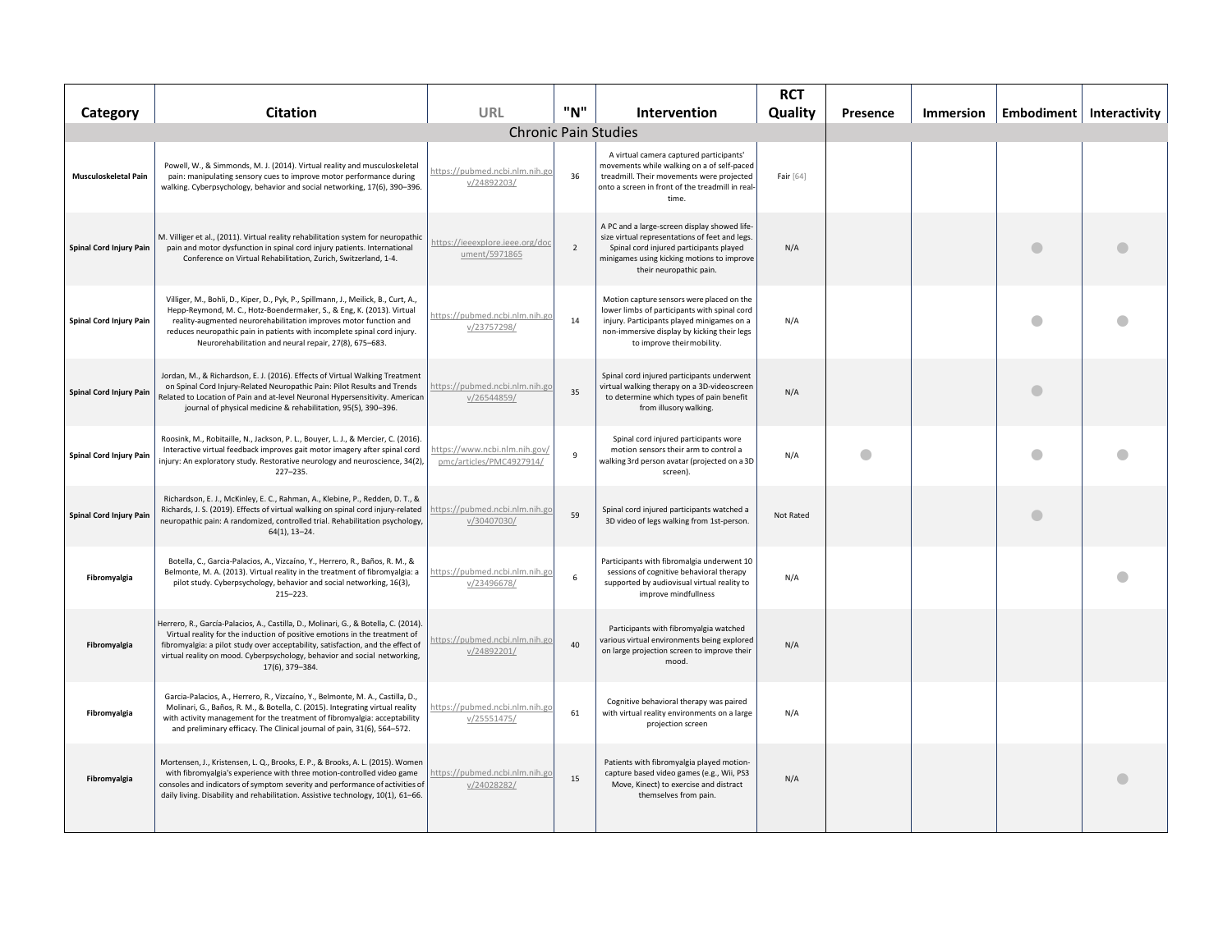| Category | Citation | URL | "N" | Intervention | RCT Quality | Presence | Immersion | Embodiment | Interactivity |
|---|---|---|---|---|---|---|---|---|---|
| Chronic Pain Studies | | | | | | | | | |
| Musculoskeletal Pain | Powell, W., & Simmonds, M. J. (2014). Virtual reality and musculoskeletal pain: manipulating sensory cues to improve motor performance during walking. Cyberpsychology, behavior and social networking, 17(6), 390–396. | https://pubmed.ncbi.nlm.nih.gov/24892203/ | 36 | A virtual camera captured participants' movements while walking on a of self-paced treadmill. Their movements were projected onto a screen in front of the treadmill in real-time. | Fair [64] | | | | |
| Spinal Cord Injury Pain | M. Villiger et al., (2011). Virtual reality rehabilitation system for neuropathic pain and motor dysfunction in spinal cord injury patients. International Conference on Virtual Rehabilitation, Zurich, Switzerland, 1-4. | https://ieeexplore.ieee.org/document/5971865 | 2 | A PC and a large-screen display showed life-size virtual representations of feet and legs. Spinal cord injured participants played minigames using kicking motions to improve their neuropathic pain. | N/A | | | ● | ● |
| Spinal Cord Injury Pain | Villiger, M., Bohli, D., Kiper, D., Pyk, P., Spillmann, J., Meilick, B., Curt, A., Hepp-Reymond, M. C., Hotz-Boendermaker, S., & Eng, K. (2013). Virtual reality-augmented neurorehabilitation improves motor function and reduces neuropathic pain in patients with incomplete spinal cord injury. Neurorehabilitation and neural repair, 27(8), 675–683. | https://pubmed.ncbi.nlm.nih.gov/23757298/ | 14 | Motion capture sensors were placed on the lower limbs of participants with spinal cord injury. Participants played minigames on a non-immersive display by kicking their legs to improve theirmobility. | N/A | | | ● | ● |
| Spinal Cord Injury Pain | Jordan, M., & Richardson, E. J. (2016). Effects of Virtual Walking Treatment on Spinal Cord Injury-Related Neuropathic Pain: Pilot Results and Trends Related to Location of Pain and at-level Neuronal Hypersensitivity. American journal of physical medicine & rehabilitation, 95(5), 390–396. | https://pubmed.ncbi.nlm.nih.gov/26544859/ | 35 | Spinal cord injured participants underwent virtual walking therapy on a 3D-videoscreen to determine which types of pain benefit from illusory walking. | N/A | | | ● | |
| Spinal Cord Injury Pain | Roosink, M., Robitaille, N., Jackson, P. L., Bouyer, L. J., & Mercier, C. (2016). Interactive virtual feedback improves gait motor imagery after spinal cord injury: An exploratory study. Restorative neurology and neuroscience, 34(2), 227–235. | https://www.ncbi.nlm.nih.gov/pmc/articles/PMC4927914/ | 9 | Spinal cord injured participants wore motion sensors their arm to control a walking 3rd person avatar (projected on a 3D screen). | N/A | ● | | ● | ● |
| Spinal Cord Injury Pain | Richardson, E. J., McKinley, E. C., Rahman, A., Klebine, P., Redden, D. T., & Richards, J. S. (2019). Effects of virtual walking on spinal cord injury-related neuropathic pain: A randomized, controlled trial. Rehabilitation psychology, 64(1), 13–24. | https://pubmed.ncbi.nlm.nih.gov/30407030/ | 59 | Spinal cord injured participants watched a 3D video of legs walking from 1st-person. | Not Rated | | | ● | |
| Fibromyalgia | Botella, C., Garcia-Palacios, A., Vizcaíno, Y., Herrero, R., Baños, R. M., & Belmonte, M. A. (2013). Virtual reality in the treatment of fibromyalgia: a pilot study. Cyberpsychology, behavior and social networking, 16(3), 215–223. | https://pubmed.ncbi.nlm.nih.gov/23496678/ | 6 | Participants with fibromyalgia underwent 10 sessions of cognitive behavioral therapy supported by audiovisual virtual reality to improve mindfullness | N/A | | | | ● |
| Fibromyalgia | Herrero, R., García-Palacios, A., Castilla, D., Molinari, G., & Botella, C. (2014). Virtual reality for the induction of positive emotions in the treatment of fibromyalgia: a pilot study over acceptability, satisfaction, and the effect of virtual reality on mood. Cyberpsychology, behavior and social networking, 17(6), 379–384. | https://pubmed.ncbi.nlm.nih.gov/24892201/ | 40 | Participants with fibromyalgia watched various virtual environments being explored on large projection screen to improve their mood. | N/A | | | | |
| Fibromyalgia | Garcia-Palacios, A., Herrero, R., Vizcaíno, Y., Belmonte, M. A., Castilla, D., Molinari, G., Baños, R. M., & Botella, C. (2015). Integrating virtual reality with activity management for the treatment of fibromyalgia: acceptability and preliminary efficacy. The Clinical journal of pain, 31(6), 564–572. | https://pubmed.ncbi.nlm.nih.gov/25551475/ | 61 | Cognitive behavioral therapy was paired with virtual reality environments on a large projection screen | N/A | | | | |
| Fibromyalgia | Mortensen, J., Kristensen, L. Q., Brooks, E. P., & Brooks, A. L. (2015). Women with fibromyalgia's experience with three motion-controlled video game consoles and indicators of symptom severity and performance of activities of daily living. Disability and rehabilitation. Assistive technology, 10(1), 61–66. | https://pubmed.ncbi.nlm.nih.gov/24028282/ | 15 | Patients with fibromyalgia played motion-capture based video games (e.g., Wii, PS3 Move, Kinect) to exercise and distract themselves from pain. | N/A | | | | ● |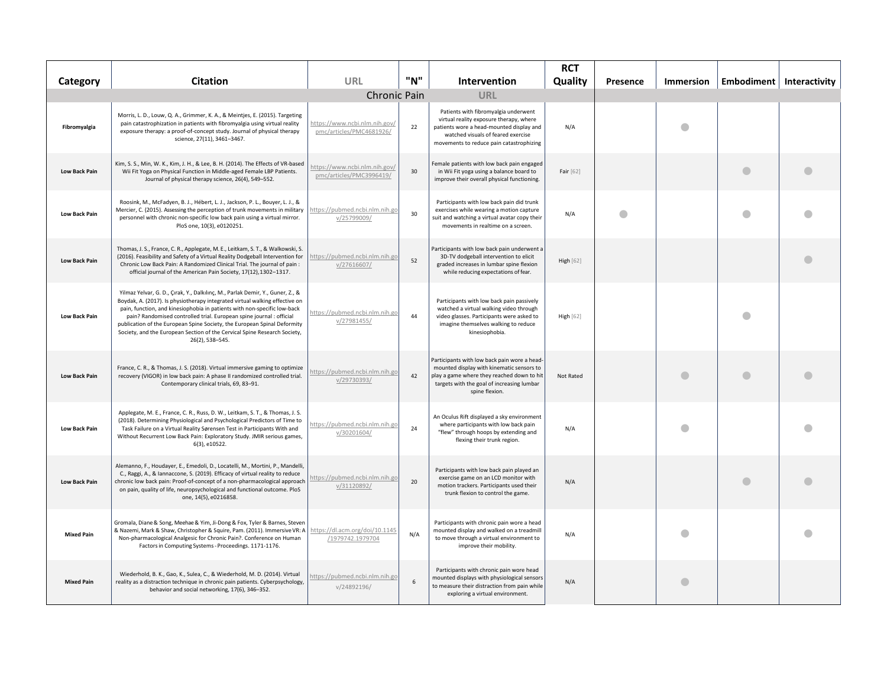| Category | Citation | URL | "N" | Intervention | RCT Quality | Presence | Immersion | Embodiment | Interactivity |
|---|---|---|---|---|---|---|---|---|---|
| | | Chronic Pain | | URL | | | | | |
| **Fibromyalgia** | Morris, L. D., Louw, Q. A., Grimmer, K. A., & Meintjes, E. (2015). Targeting pain catastrophization in patients with fibromyalgia using virtual reality exposure therapy: a proof-of-concept study. Journal of physical therapy science, 27(11), 3461–3467. | https://www.ncbi.nlm.nih.gov/pmc/articles/PMC4681926/ | 22 | Patients with fibromyalgia underwent virtual reality exposure therapy, where patients wore a head-mounted display and watched visuals of feared exercise movements to reduce pain catastrophizing | N/A | | ● | | |
| **Low Back Pain** | Kim, S. S., Min, W. K., Kim, J. H., & Lee, B. H. (2014). The Effects of VR-based Wii Fit Yoga on Physical Function in Middle-aged Female LBP Patients. Journal of physical therapy science, 26(4), 549–552. | https://www.ncbi.nlm.nih.gov/pmc/articles/PMC3996419/ | 30 | Female patients with low back pain engaged in Wii Fit yoga using a balance board to improve their overall physical functioning. | Fair [62] | | | ● | ● |
| **Low Back Pain** | Roosink, M., McFadyen, B. J., Hébert, L. J., Jackson, P. L., Bouyer, L. J., & Mercier, C. (2015). Assessing the perception of trunk movements in military personnel with chronic non-specific low back pain using a virtual mirror. PloS one, 10(3), e0120251. | https://pubmed.ncbi.nlm.nih.gov/25799009/ | 30 | Participants with low back pain did trunk exercises while wearing a motion capture suit and watching a virtual avatar copy their movements in realtime on a screen. | N/A | ● | | ● | ● |
| **Low Back Pain** | Thomas, J. S., France, C. R., Applegate, M. E., Leitkam, S. T., & Walkowski, S. (2016). Feasibility and Safety of a Virtual Reality Dodgeball Intervention for Chronic Low Back Pain: A Randomized Clinical Trial. The journal of pain : official journal of the American Pain Society, 17(12),1302–1317. | https://pubmed.ncbi.nlm.nih.gov/27616607/ | 52 | Participants with low back pain underwent a 3D-TV dodgeball intervention to elicit graded increases in lumbar spine flexion while reducing expectations of fear. | High [62] | | | | ● |
| **Low Back Pain** | Yilmaz Yelvar, G. D., Çırak, Y., Dalkılınç, M., Parlak Demir, Y., Guner, Z., & Boydak, A. (2017). Is physiotherapy integrated virtual walking effective on pain, function, and kinesiophobia in patients with non-specific low-back pain? Randomised controlled trial. European spine journal : official publication of the European Spine Society, the European Spinal Deformity Society, and the European Section of the Cervical Spine Research Society, 26(2), 538–545. | https://pubmed.ncbi.nlm.nih.gov/27981455/ | 44 | Participants with low back pain passively watched a virtual walking video through video glasses. Participants were asked to imagine themselves walking to reduce kinesiophobia. | High [62] | | | ● | |
| **Low Back Pain** | France, C. R., & Thomas, J. S. (2018). Virtual immersive gaming to optimize recovery (VIGOR) in low back pain: A phase II randomized controlled trial. Contemporary clinical trials, 69, 83–91. | https://pubmed.ncbi.nlm.nih.gov/29730393/ | 42 | Participants with low back pain wore a head-mounted display with kinematic sensors to play a game where they reached down to hit targets with the goal of increasing lumbar spine flexion. | Not Rated | | ● | ● | ● |
| **Low Back Pain** | Applegate, M. E., France, C. R., Russ, D. W., Leitkam, S. T., & Thomas, J. S. (2018). Determining Physiological and Psychological Predictors of Time to Task Failure on a Virtual Reality Sørensen Test in Participants With and Without Recurrent Low Back Pain: Exploratory Study. JMIR serious games, 6(3), e10522. | https://pubmed.ncbi.nlm.nih.gov/30201604/ | 24 | An Oculus Rift displayed a sky environment where participants with low back pain "flew" through hoops by extending and flexing their trunk region. | N/A | | ● | | ● |
| **Low Back Pain** | Alemanno, F., Houdayer, E., Emedoli, D., Locatelli, M., Mortini, P., Mandelli, C., Raggi, A., & Iannaccone, S. (2019). Efficacy of virtual reality to reduce chronic low back pain: Proof-of-concept of a non-pharmacological approach on pain, quality of life, neuropsychological and functional outcome. PloS one, 14(5), e0216858. | https://pubmed.ncbi.nlm.nih.gov/31120892/ | 20 | Participants with low back pain played an exercise game on an LCD monitor with motion trackers. Participants used their trunk flexion to control the game. | N/A | | | ● | ● |
| **Mixed Pain** | Gromala, Diane & Song, Meehae & Yim, Ji-Dong & Fox, Tyler & Barnes, Steven & Nazemi, Mark & Shaw, Christopher & Squire, Pam. (2011). Immersive VR: A Non-pharmacological Analgesic for Chronic Pain?. Conference on Human Factors in Computing Systems - Proceedings. 1171-1176. | https://dl.acm.org/doi/10.1145/1979742.1979704 | N/A | Participants with chronic pain wore a head mounted display and walked on a treadmill to move through a virtual environment to improve their mobility. | N/A | | ● | | ● |
| **Mixed Pain** | Wiederhold, B. K., Gao, K., Sulea, C., & Wiederhold, M. D. (2014). Virtual reality as a distraction technique in chronic pain patients. Cyberpsychology, behavior and social networking, 17(6), 346–352. | https://pubmed.ncbi.nlm.nih.gov/24892196/ | 6 | Participants with chronic pain wore head mounted displays with physiological sensors to measure their distraction from pain while exploring a virtual environment. | N/A | | ● | | |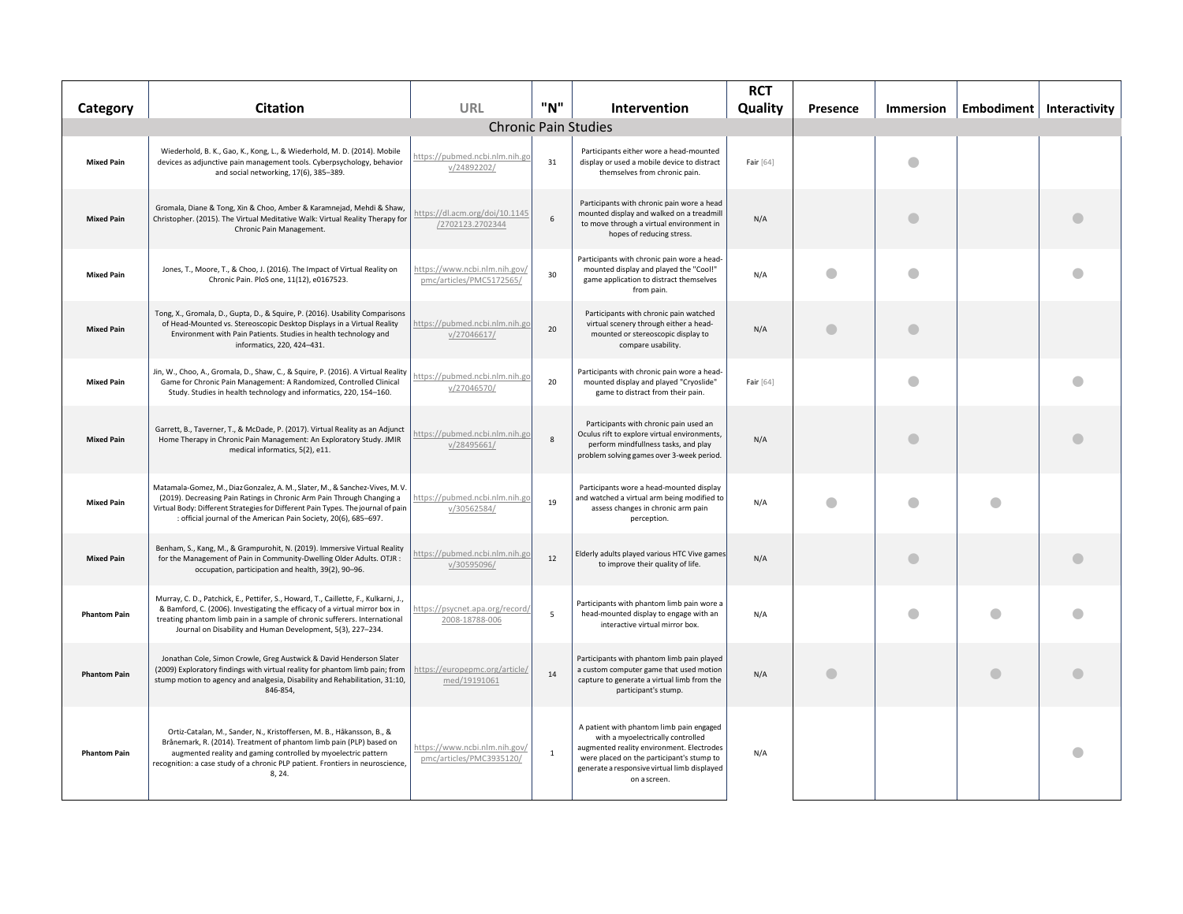| Category | Citation | URL | "N" | Intervention | RCT Quality | Presence | Immersion | Embodiment | Interactivity |
|---|---|---|---|---|---|---|---|---|---|
| Chronic Pain Studies | | | | | | | | | |
| **Mixed Pain** | Wiederhold, B. K., Gao, K., Kong, L., & Wiederhold, M. D. (2014). Mobile devices as adjunctive pain management tools. Cyberpsychology, behavior and social networking, 17(6), 385–389. | https://pubmed.ncbi.nlm.nih.gov/24892202/ | 31 | Participants either wore a head-mounted display or used a mobile device to distract themselves from chronic pain. | Fair [64] | | ● | | |
| **Mixed Pain** | Gromala, Diane & Tong, Xin & Choo, Amber & Karamnejad, Mehdi & Shaw, Christopher. (2015). The Virtual Meditative Walk: Virtual Reality Therapy for Chronic Pain Management. | https://dl.acm.org/doi/10.1145/2702123.2702344 | 6 | Participants with chronic pain wore a head mounted display and walked on a treadmill to move through a virtual environment in hopes of reducing stress. | N/A | | ● | | ● |
| **Mixed Pain** | Jones, T., Moore, T., & Choo, J. (2016). The Impact of Virtual Reality on Chronic Pain. PloS one, 11(12), e0167523. | https://www.ncbi.nlm.nih.gov/pmc/articles/PMC5172565/ | 30 | Participants with chronic pain wore a head-mounted display and played the "Cool!" game application to distract themselves from pain. | N/A | ● | ● | | ● |
| **Mixed Pain** | Tong, X., Gromala, D., Gupta, D., & Squire, P. (2016). Usability Comparisons of Head-Mounted vs. Stereoscopic Desktop Displays in a Virtual Reality Environment with Pain Patients. Studies in health technology and informatics, 220, 424–431. | https://pubmed.ncbi.nlm.nih.gov/27046617/ | 20 | Participants with chronic pain watched virtual scenery through either a head-mounted or stereoscopic display to compare usability. | N/A | ● | ● | | |
| **Mixed Pain** | Jin, W., Choo, A., Gromala, D., Shaw, C., & Squire, P. (2016). A Virtual Reality Game for Chronic Pain Management: A Randomized, Controlled Clinical Study. Studies in health technology and informatics, 220, 154–160. | https://pubmed.ncbi.nlm.nih.gov/27046570/ | 20 | Participants with chronic pain wore a head-mounted display and played "Cryoslide" game to distract from their pain. | Fair [64] | | ● | | ● |
| **Mixed Pain** | Garrett, B., Taverner, T., & McDade, P. (2017). Virtual Reality as an Adjunct Home Therapy in Chronic Pain Management: An Exploratory Study. JMIR medical informatics, 5(2), e11. | https://pubmed.ncbi.nlm.nih.gov/28495661/ | 8 | Participants with chronic pain used an Oculus rift to explore virtual environments, perform mindfullness tasks, and play problem solving games over 3-week period. | N/A | | ● | | ● |
| **Mixed Pain** | Matamala-Gomez, M., Diaz Gonzalez, A. M., Slater, M., & Sanchez-Vives, M. V. (2019). Decreasing Pain Ratings in Chronic Arm Pain Through Changing a Virtual Body: Different Strategies for Different Pain Types. The journal of pain : official journal of the American Pain Society, 20(6), 685–697. | https://pubmed.ncbi.nlm.nih.gov/30562584/ | 19 | Participants wore a head-mounted display and watched a virtual arm being modified to assess changes in chronic arm pain perception. | N/A | ● | ● | ● | |
| **Mixed Pain** | Benham, S., Kang, M., & Grampurohit, N. (2019). Immersive Virtual Reality for the Management of Pain in Community-Dwelling Older Adults. OTJR : occupation, participation and health, 39(2), 90–96. | https://pubmed.ncbi.nlm.nih.gov/30595096/ | 12 | Elderly adults played various HTC Vive games to improve their quality of life. | N/A | | ● | | ● |
| **Phantom Pain** | Murray, C. D., Patchick, E., Pettifer, S., Howard, T., Caillette, F., Kulkarni, J., & Bamford, C. (2006). Investigating the efficacy of a virtual mirror box in treating phantom limb pain in a sample of chronic sufferers. International Journal on Disability and Human Development, 5(3), 227–234. | https://psycnet.apa.org/record/2008-18788-006 | 5 | Participants with phantom limb pain wore a head-mounted display to engage with an interactive virtual mirror box. | N/A | | ● | ● | ● |
| **Phantom Pain** | Jonathan Cole, Simon Crowle, Greg Austwick & David Henderson Slater (2009) Exploratory findings with virtual reality for phantom limb pain; from stump motion to agency and analgesia, Disability and Rehabilitation, 31:10, 846-854, | https://europepmc.org/article/med/19191061 | 14 | Participants with phantom limb pain played a custom computer game that used motion capture to generate a virtual limb from the participant's stump. | N/A | ● | | ● | ● |
| **Phantom Pain** | Ortiz-Catalan, M., Sander, N., Kristoffersen, M. B., Håkansson, B., & Brånemark, R. (2014). Treatment of phantom limb pain (PLP) based on augmented reality and gaming controlled by myoelectric pattern recognition: a case study of a chronic PLP patient. Frontiers in neuroscience, 8, 24. | https://www.ncbi.nlm.nih.gov/pmc/articles/PMC3935120/ | 1 | A patient with phantom limb pain engaged with a myoelectrically controlled augmented reality environment. Electrodes were placed on the participant's stump to generate a responsive virtual limb displayed on a screen. | N/A | | | | ● |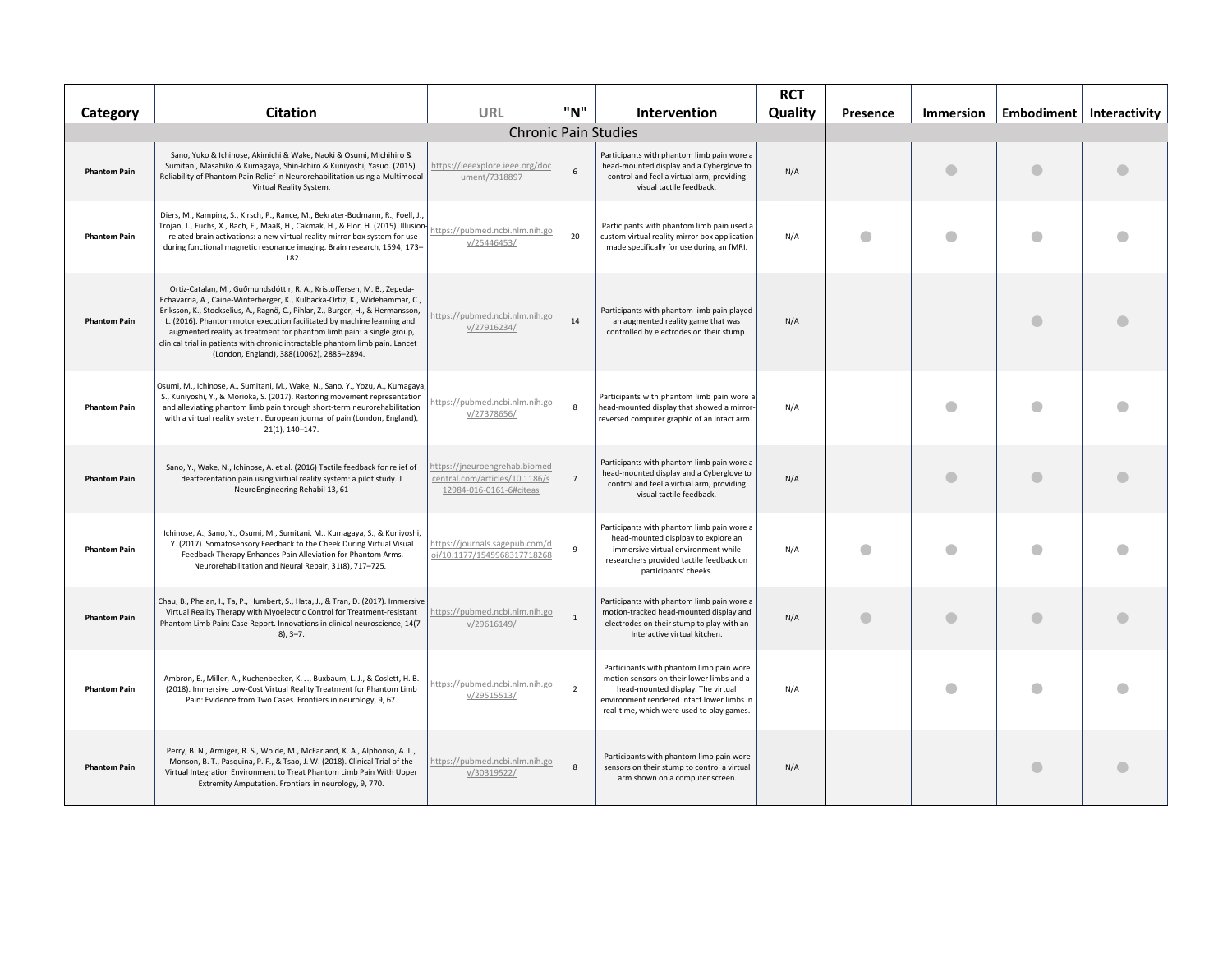| Category | Citation | URL | "N" | Intervention | RCT Quality | Presence | Immersion | Embodiment | Interactivity |
|---|---|---|---|---|---|---|---|---|---|
| Chronic Pain Studies | | | | | | | | | |
| Phantom Pain | Sano, Yuko & Ichinose, Akimichi & Wake, Naoki & Osumi, Michihiro & Sumitani, Masahiko & Kumagaya, Shin-Ichiro & Kuniyoshi, Yasuo. (2015). Reliability of Phantom Pain Relief in Neurorehabilitation using a Multimodal Virtual Reality System. | https://ieeexplore.ieee.org/document/7318897 | 6 | Participants with phantom limb pain wore a head-mounted display and a Cyberglove to control and feel a virtual arm, providing visual tactile feedback. | N/A | | ● | ● | ● |
| Phantom Pain | Diers, M., Kamping, S., Kirsch, P., Rance, M., Bekrater-Bodmann, R., Foell, J., Trojan, J., Fuchs, X., Bach, F., Maaß, H., Cakmak, H., & Flor, H. (2015). Illusion-related brain activations: a new virtual reality mirror box system for use during functional magnetic resonance imaging. Brain research, 1594, 173–182. | https://pubmed.ncbi.nlm.nih.gov/25446453/ | 20 | Participants with phantom limb pain used a custom virtual reality mirror box application made specifically for use during an fMRI. | N/A | ● | ● | ● | ● |
| Phantom Pain | Ortiz-Catalan, M., Guðmundsdóttir, R. A., Kristoffersen, M. B., Zepeda-Echavarria, A., Caine-Winterberger, K., Kulbacka-Ortiz, K., Widehammar, C., Eriksson, K., Stockselius, A., Ragnö, C., Pihlar, Z., Burger, H., & Hermansson, L. (2016). Phantom motor execution facilitated by machine learning and augmented reality as treatment for phantom limb pain: a single group, clinical trial in patients with chronic intractable phantom limb pain. Lancet (London, England), 388(10062), 2885–2894. | https://pubmed.ncbi.nlm.nih.gov/27916234/ | 14 | Participants with phantom limb pain played an augmented reality game that was controlled by electrodes on their stump. | N/A | | | ● | ● |
| Phantom Pain | Osumi, M., Ichinose, A., Sumitani, M., Wake, N., Sano, Y., Yozu, A., Kumagaya, S., Kuniyoshi, Y., & Morioka, S. (2017). Restoring movement representation and alleviating phantom limb pain through short-term neurorehabilitation with a virtual reality system. European journal of pain (London, England), 21(1), 140–147. | https://pubmed.ncbi.nlm.nih.gov/27378656/ | 8 | Participants with phantom limb pain wore a head-mounted display that showed a mirror-reversed computer graphic of an intact arm. | N/A | | ● | ● | ● |
| Phantom Pain | Sano, Y., Wake, N., Ichinose, A. et al. (2016) Tactile feedback for relief of deafferentation pain using virtual reality system: a pilot study. J NeuroEngineering Rehabil 13, 61 | https://jneuroengrehab.biomedcentral.com/articles/10.1186/s12984-016-0161-6#citeas | 7 | Participants with phantom limb pain wore a head-mounted display and a Cyberglove to control and feel a virtual arm, providing visual tactile feedback. | N/A | | ● | ● | ● |
| Phantom Pain | Ichinose, A., Sano, Y., Osumi, M., Sumitani, M., Kumagaya, S., & Kuniyoshi, Y. (2017). Somatosensory Feedback to the Cheek During Virtual Visual Feedback Therapy Enhances Pain Alleviation for Phantom Arms. Neurorehabilitation and Neural Repair, 31(8), 717–725. | https://journals.sagepub.com/doi/10.1177/1545968317718268 | 9 | Participants with phantom limb pain wore a head-mounted displpay to explore an immersive virtual environment while researchers provided tactile feedback on participants' cheeks. | N/A | ● | ● | ● | ● |
| Phantom Pain | Chau, B., Phelan, I., Ta, P., Humbert, S., Hata, J., & Tran, D. (2017). Immersive Virtual Reality Therapy with Myoelectric Control for Treatment-resistant Phantom Limb Pain: Case Report. Innovations in clinical neuroscience, 14(7-8), 3–7. | https://pubmed.ncbi.nlm.nih.gov/29616149/ | 1 | Participants with phantom limb pain wore a motion-tracked head-mounted display and electrodes on their stump to play with an Interactive virtual kitchen. | N/A | ● | ● | ● | ● |
| Phantom Pain | Ambron, E., Miller, A., Kuchenbecker, K. J., Buxbaum, L. J., & Coslett, H. B. (2018). Immersive Low-Cost Virtual Reality Treatment for Phantom Limb Pain: Evidence from Two Cases. Frontiers in neurology, 9, 67. | https://pubmed.ncbi.nlm.nih.gov/29515513/ | 2 | Participants with phantom limb pain wore motion sensors on their lower limbs and a head-mounted display. The virtual environment rendered intact lower limbs in real-time, which were used to play games. | N/A | | ● | ● | ● |
| Phantom Pain | Perry, B. N., Armiger, R. S., Wolde, M., McFarland, K. A., Alphonso, A. L., Monson, B. T., Pasquina, P. F., & Tsao, J. W. (2018). Clinical Trial of the Virtual Integration Environment to Treat Phantom Limb Pain With Upper Extremity Amputation. Frontiers in neurology, 9, 770. | https://pubmed.ncbi.nlm.nih.gov/30319522/ | 8 | Participants with phantom limb pain wore sensors on their stump to control a virtual arm shown on a computer screen. | N/A | | | ● | ● |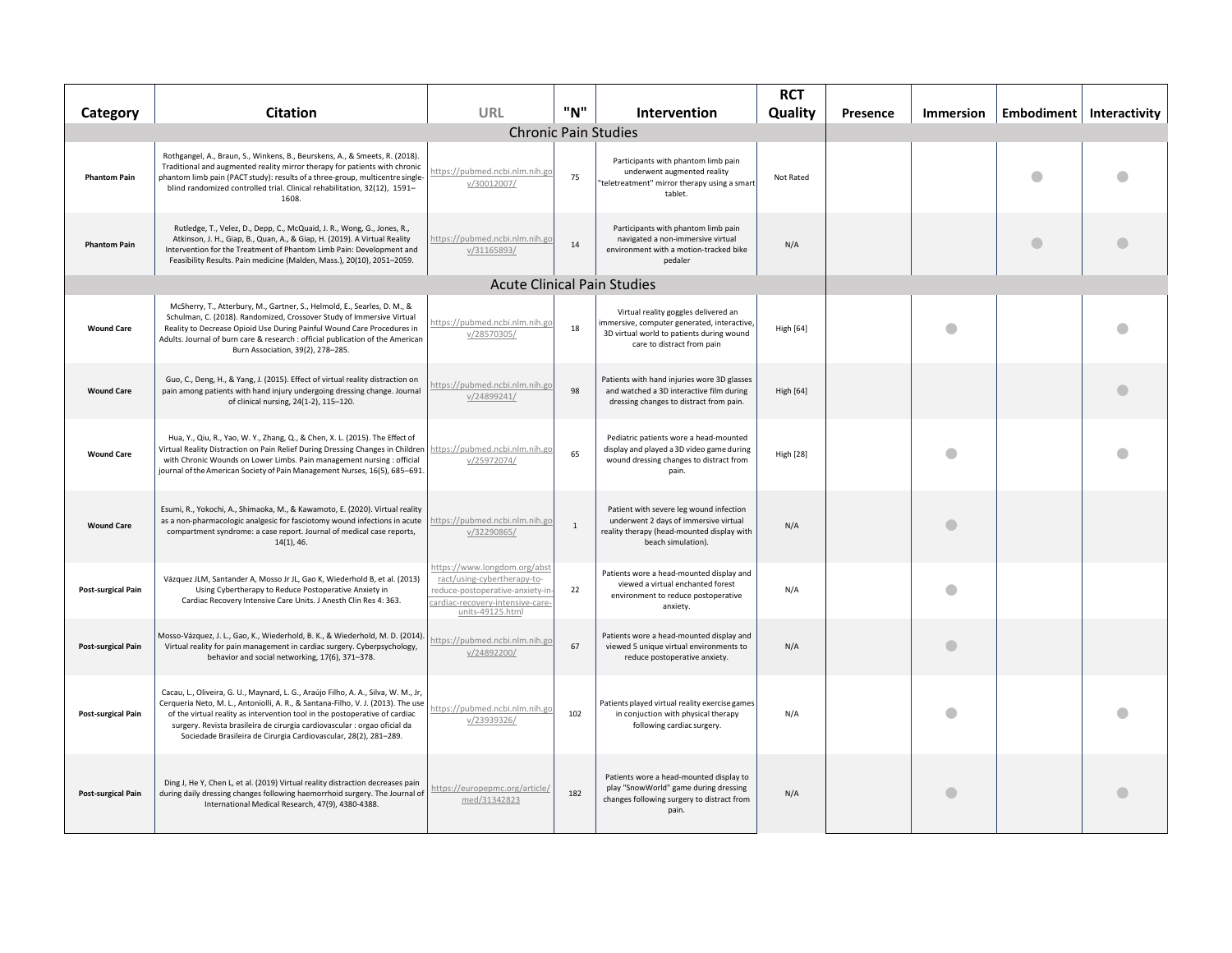| Category | Citation | URL | "N" | Intervention | RCT Quality | Presence | Immersion | Embodiment | Interactivity |
|---|---|---|---|---|---|---|---|---|---|
| | | | | **Chronic Pain Studies** | | | | | |
| **Phantom Pain** | Rothgangel, A., Braun, S., Winkens, B., Beurskens, A., & Smeets, R. (2018). Traditional and augmented reality mirror therapy for patients with chronic phantom limb pain (PACT study): results of a three-group, multicentre single-blind randomized controlled trial. Clinical rehabilitation, 32(12), 1591–1608. | https://pubmed.ncbi.nlm.nih.gov/30012007/ | 75 | Participants with phantom limb pain underwent augmented reality "teletreatment" mirror therapy using a smart tablet. | Not Rated | | | ● | ● |
| **Phantom Pain** | Rutledge, T., Velez, D., Depp, C., McQuaid, J. R., Wong, G., Jones, R., Atkinson, J. H., Giap, B., Quan, A., & Giap, H. (2019). A Virtual Reality Intervention for the Treatment of Phantom Limb Pain: Development and Feasibility Results. Pain medicine (Malden, Mass.), 20(10), 2051–2059. | https://pubmed.ncbi.nlm.nih.gov/31165893/ | 14 | Participants with phantom limb pain navigated a non-immersive virtual environment with a motion-tracked bike pedaler | N/A | | | ● | ● |
| | | | | **Acute Clinical Pain Studies** | | | | | |
| **Wound Care** | McSherry, T., Atterbury, M., Gartner, S., Helmold, E., Searles, D. M., & Schulman, C. (2018). Randomized, Crossover Study of Immersive Virtual Reality to Decrease Opioid Use During Painful Wound Care Procedures in Adults. Journal of burn care & research : official publication of the American Burn Association, 39(2), 278–285. | https://pubmed.ncbi.nlm.nih.gov/28570305/ | 18 | Virtual reality goggles delivered an immersive, computer generated, interactive, 3D virtual world to patients during wound care to distract from pain | High [64] | | ● | | ● |
| **Wound Care** | Guo, C., Deng, H., & Yang, J. (2015). Effect of virtual reality distraction on pain among patients with hand injury undergoing dressing change. Journal of clinical nursing, 24(1-2), 115–120. | https://pubmed.ncbi.nlm.nih.gov/24899241/ | 98 | Patients with hand injuries wore 3D glasses and watched a 3D interactive film during dressing changes to distract from pain. | High [64] | | | | ● |
| **Wound Care** | Hua, Y., Qiu, R., Yao, W. Y., Zhang, Q., & Chen, X. L. (2015). The Effect of Virtual Reality Distraction on Pain Relief During Dressing Changes in Children with Chronic Wounds on Lower Limbs. Pain management nursing : official journal of the American Society of Pain Management Nurses, 16(5), 685–691. | https://pubmed.ncbi.nlm.nih.gov/25972074/ | 65 | Pediatric patients wore a head-mounted display and played a 3D video game during wound dressing changes to distract from pain. | High [28] | | ● | | ● |
| **Wound Care** | Esumi, R., Yokochi, A., Shimaoka, M., & Kawamoto, E. (2020). Virtual reality as a non-pharmacologic analgesic for fasciotomy wound infections in acute compartment syndrome: a case report. Journal of medical case reports, 14(1), 46. | https://pubmed.ncbi.nlm.nih.gov/32290865/ | 1 | Patient with severe leg wound infection underwent 2 days of immersive virtual reality therapy (head-mounted display with beach simulation). | N/A | | ● | | |
| **Post-surgical Pain** | Vázquez JLM, Santander A, Mosso Jr JL, Gao K, Wiederhold B, et al. (2013) Using Cybertherapy to Reduce Postoperative Anxiety in Cardiac Recovery Intensive Care Units. J Anesth Clin Res 4: 363. | https://www.longdom.org/abstract/using-cybertherapy-to-reduce-postoperative-anxiety-in-cardiac-recovery-intensive-care-units-49125.html | 22 | Patients wore a head-mounted display and viewed a virtual enchanted forest environment to reduce postoperative anxiety. | N/A | | ● | | |
| **Post-surgical Pain** | Mosso-Vázquez, J. L., Gao, K., Wiederhold, B. K., & Wiederhold, M. D. (2014). Virtual reality for pain management in cardiac surgery. Cyberpsychology, behavior and social networking, 17(6), 371–378. | https://pubmed.ncbi.nlm.nih.gov/24892200/ | 67 | Patients wore a head-mounted display and viewed 5 unique virtual environments to reduce postoperative anxiety. | N/A | | ● | | |
| **Post-surgical Pain** | Cacau, L., Oliveira, G. U., Maynard, L. G., Araújo Filho, A. A., Silva, W. M., Jr, Cerqueria Neto, M. L., Antoniolli, A. R., & Santana-Filho, V. J. (2013). The use of the virtual reality as intervention tool in the postoperative of cardiac surgery. Revista brasileira de cirurgia cardiovascular : orgao oficial da Sociedade Brasileira de Cirurgia Cardiovascular, 28(2), 281–289. | https://pubmed.ncbi.nlm.nih.gov/23939326/ | 102 | Patients played virtual reality exercise games in conjuction with physical therapy following cardiac surgery. | N/A | | ● | | ● |
| **Post-surgical Pain** | Ding J, He Y, Chen L, et al. (2019) Virtual reality distraction decreases pain during daily dressing changes following haemorrhoid surgery. The Journal of International Medical Research, 47(9), 4380-4388. | https://europepmc.org/article/med/31342823 | 182 | Patients wore a head-mounted display to play "SnowWorld" game during dressing changes following surgery to distract from pain. | N/A | | ● | | ● |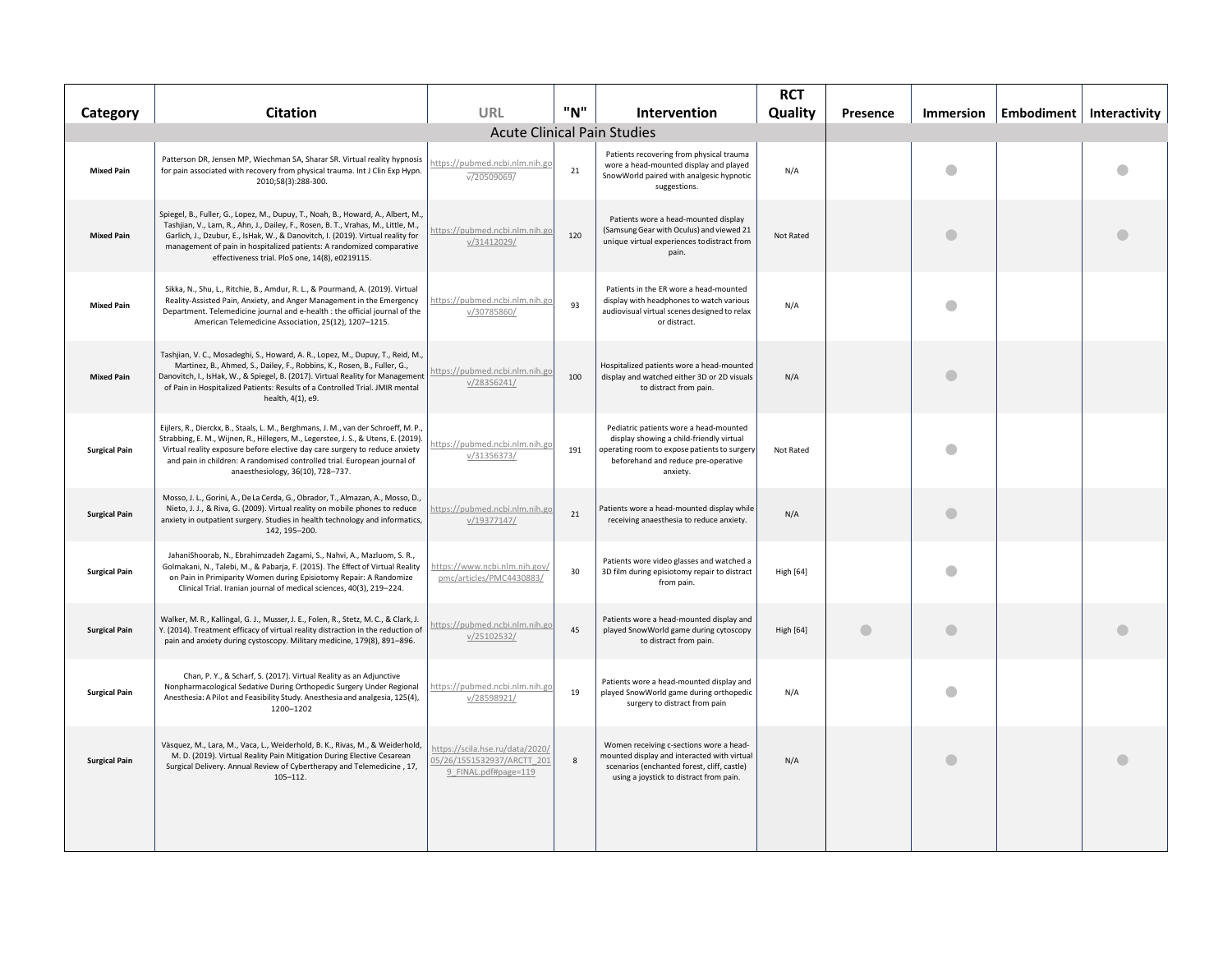| Category | Citation | URL | "N" | Intervention | RCT Quality | Presence | Immersion | Embodiment | Interactivity |
|---|---|---|---|---|---|---|---|---|---|
| **Acute Clinical Pain Studies** | | | | | | | | | |
| **Mixed Pain** | Patterson DR, Jensen MP, Wiechman SA, Sharar SR. Virtual reality hypnosis for pain associated with recovery from physical trauma. Int J Clin Exp Hypn. 2010;58(3):288-300. | https://pubmed.ncbi.nlm.nih.gov/20509069/ | 21 | Patients recovering from physical trauma wore a head-mounted display and played SnowWorld paired with analgesic hypnotic suggestions. | N/A | | ● | | ● |
| **Mixed Pain** | Spiegel, B., Fuller, G., Lopez, M., Dupuy, T., Noah, B., Howard, A., Albert, M., Tashjian, V., Lam, R., Ahn, J., Dailey, F., Rosen, B. T., Vrahas, M., Little, M., Garlich, J., Dzubur, E., IsHak, W., & Danovitch, I. (2019). Virtual reality for management of pain in hospitalized patients: A randomized comparative effectiveness trial. PloS one, 14(8), e0219115. | https://pubmed.ncbi.nlm.nih.gov/31412029/ | 120 | Patients wore a head-mounted display (Samsung Gear with Oculus) and viewed 21 unique virtual experiences to distract from pain. | Not Rated | | ● | | ● |
| **Mixed Pain** | Sikka, N., Shu, L., Ritchie, B., Amdur, R. L., & Pourmand, A. (2019). Virtual Reality-Assisted Pain, Anxiety, and Anger Management in the Emergency Department. Telemedicine journal and e-health : the official journal of the American Telemedicine Association, 25(12), 1207–1215. | https://pubmed.ncbi.nlm.nih.gov/30785860/ | 93 | Patients in the ER wore a head-mounted display with headphones to watch various audiovisual virtual scenes designed to relax or distract. | N/A | | ● | | |
| **Mixed Pain** | Tashjian, V. C., Mosadeghi, S., Howard, A. R., Lopez, M., Dupuy, T., Reid, M., Martinez, B., Ahmed, S., Dailey, F., Robbins, K., Rosen, B., Fuller, G., Danovitch, I., IsHak, W., & Spiegel, B. (2017). Virtual Reality for Management of Pain in Hospitalized Patients: Results of a Controlled Trial. JMIR mental health, 4(1), e9. | https://pubmed.ncbi.nlm.nih.gov/28356241/ | 100 | Hospitalized patients wore a head-mounted display and watched either 3D or 2D visuals to distract from pain. | N/A | | ● | | |
| **Surgical Pain** | Eijlers, R., Dierckx, B., Staals, L. M., Berghmans, J. M., van der Schroeff, M. P., Strabbing, E. M., Wijnen, R., Hillegers, M., Legerstee, J. S., & Utens, E. (2019). Virtual reality exposure before elective day care surgery to reduce anxiety and pain in children: A randomised controlled trial. European journal of anaesthesiology, 36(10), 728–737. | https://pubmed.ncbi.nlm.nih.gov/31356373/ | 191 | Pediatric patients wore a head-mounted display showing a child-friendly virtual operating room to expose patients to surgery beforehand and reduce pre-operative anxiety. | Not Rated | | ● | | |
| **Surgical Pain** | Mosso, J. L., Gorini, A., De La Cerda, G., Obrador, T., Almazan, A., Mosso, D., Nieto, J. J., & Riva, G. (2009). Virtual reality on mobile phones to reduce anxiety in outpatient surgery. Studies in health technology and informatics, 142, 195–200. | https://pubmed.ncbi.nlm.nih.gov/19377147/ | 21 | Patients wore a head-mounted display while receiving anaesthesia to reduce anxiety. | N/A | | ● | | |
| **Surgical Pain** | JahaniShoorab, N., Ebrahimzadeh Zagami, S., Nahvi, A., Mazluom, S. R., Golmakani, N., Talebi, M., & Pabarja, F. (2015). The Effect of Virtual Reality on Pain in Primiparity Women during Episiotomy Repair: A Randomize Clinical Trial. Iranian journal of medical sciences, 40(3), 219–224. | https://www.ncbi.nlm.nih.gov/pmc/articles/PMC4430883/ | 30 | Patients wore video glasses and watched a 3D film during episiotomy repair to distract from pain. | High [64] | | ● | | |
| **Surgical Pain** | Walker, M. R., Kallingal, G. J., Musser, J. E., Folen, R., Stetz, M. C., & Clark, J. Y. (2014). Treatment efficacy of virtual reality distraction in the reduction of pain and anxiety during cystoscopy. Military medicine, 179(8), 891–896. | https://pubmed.ncbi.nlm.nih.gov/25102532/ | 45 | Patients wore a head-mounted display and played SnowWorld game during cytoscopy to distract from pain. | High [64] | ● | ● | | ● |
| **Surgical Pain** | Chan, P. Y., & Scharf, S. (2017). Virtual Reality as an Adjunctive Nonpharmacological Sedative During Orthopedic Surgery Under Regional Anesthesia: A Pilot and Feasibility Study. Anesthesia and analgesia, 125(4), 1200–1202 | https://pubmed.ncbi.nlm.nih.gov/28598921/ | 19 | Patients wore a head-mounted display and played SnowWorld game during orthopedic surgery to distract from pain | N/A | | ● | | |
| **Surgical Pain** | Vàsquez, M., Lara, M., Vaca, L., Weiderhold, B. K., Rivas, M., & Weiderhold, M. D. (2019). Virtual Reality Pain Mitigation During Elective Cesarean Surgical Delivery. Annual Review of Cybertherapy and Telemedicine , 17, 105–112. | https://scila.hse.ru/data/2020/05/26/1551532937/ARCTT_2019_FINAL.pdf#page=119 | 8 | Women receiving c-sections wore a head-mounted display and interacted with virtual scenarios (enchanted forest, cliff, castle) using a joystick to distract from pain. | N/A | | ● | | ● |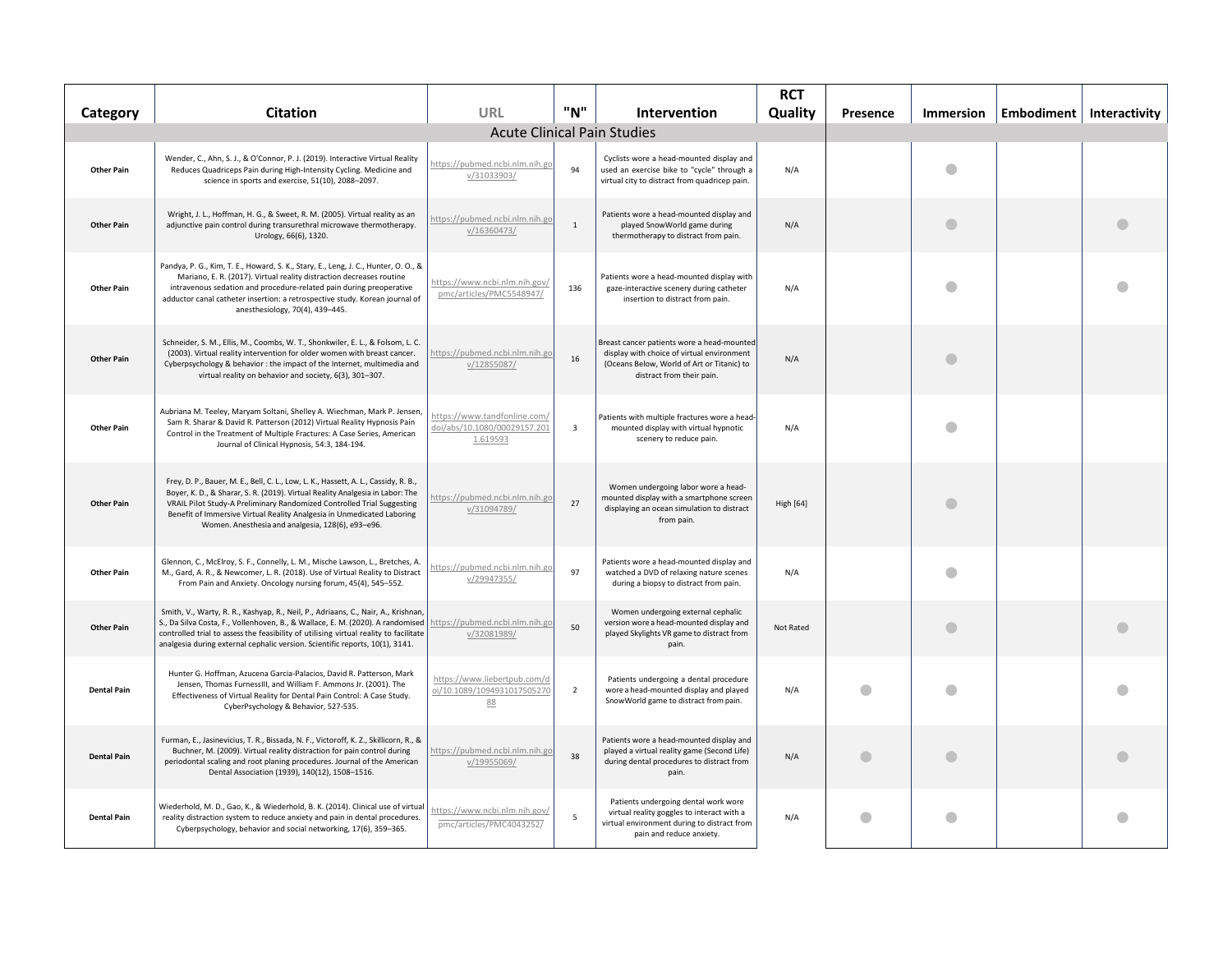| Category | Citation | URL | "N" | Intervention | RCT Quality | Presence | Immersion | Embodiment | Interactivity |
|---|---|---|---|---|---|---|---|---|---|
| Acute Clinical Pain Studies | | | | | | | | | |
| Other Pain | Wender, C., Ahn, S. J., & O'Connor, P. J. (2019). Interactive Virtual Reality Reduces Quadriceps Pain during High-Intensity Cycling. Medicine and science in sports and exercise, 51(10), 2088–2097. | https://pubmed.ncbi.nlm.nih.gov/31033903/ | 94 | Cyclists wore a head-mounted display and used an exercise bike to "cycle" through a virtual city to distract from quadricep pain. | N/A | | ● | | |
| Other Pain | Wright, J. L., Hoffman, H. G., & Sweet, R. M. (2005). Virtual reality as an adjunctive pain control during transurethral microwave thermotherapy. Urology, 66(6), 1320. | https://pubmed.ncbi.nlm.nih.gov/16360473/ | 1 | Patients wore a head-mounted display and played SnowWorld game during thermotherapy to distract from pain. | N/A | | ● | | ● |
| Other Pain | Pandya, P. G., Kim, T. E., Howard, S. K., Stary, E., Leng, J. C., Hunter, O. O., & Mariano, E. R. (2017). Virtual reality distraction decreases routine intravenous sedation and procedure-related pain during preoperative adductor canal catheter insertion: a retrospective study. Korean journal of anesthesiology, 70(4), 439–445. | https://www.ncbi.nlm.nih.gov/pmc/articles/PMC5548947/ | 136 | Patients wore a head-mounted display with gaze-interactive scenery during catheter insertion to distract from pain. | N/A | | ● | | ● |
| Other Pain | Schneider, S. M., Ellis, M., Coombs, W. T., Shonkwiler, E. L., & Folsom, L. C. (2003). Virtual reality intervention for older women with breast cancer. Cyberpsychology & behavior : the impact of the Internet, multimedia and virtual reality on behavior and society, 6(3), 301–307. | https://pubmed.ncbi.nlm.nih.gov/12855087/ | 16 | Breast cancer patients wore a head-mounted display with choice of virtual environment (Oceans Below, World of Art or Titanic) to distract from their pain. | N/A | | ● | | |
| Other Pain | Aubriana M. Teeley, Maryam Soltani, Shelley A. Wiechman, Mark P. Jensen, Sam R. Sharar & David R. Patterson (2012) Virtual Reality Hypnosis Pain Control in the Treatment of Multiple Fractures: A Case Series, American Journal of Clinical Hypnosis, 54:3, 184-194. | https://www.tandfonline.com/doi/abs/10.1080/00029157.2011.619593 | 3 | Patients with multiple fractures wore a head-mounted display with virtual hypnotic scenery to reduce pain. | N/A | | ● | | |
| Other Pain | Frey, D. P., Bauer, M. E., Bell, C. L., Low, L. K., Hassett, A. L., Cassidy, R. B., Boyer, K. D., & Sharar, S. R. (2019). Virtual Reality Analgesia in Labor: The VRAIL Pilot Study-A Preliminary Randomized Controlled Trial Suggesting Benefit of Immersive Virtual Reality Analgesia in Unmedicated Laboring Women. Anesthesia and analgesia, 128(6), e93–e96. | https://pubmed.ncbi.nlm.nih.gov/31094789/ | 27 | Women undergoing labor wore a head-mounted display with a smartphone screen displaying an ocean simulation to distract from pain. | High [64] | | ● | | |
| Other Pain | Glennon, C., McElroy, S. F., Connelly, L. M., Mische Lawson, L., Bretches, A. M., Gard, A. R., & Newcomer, L. R. (2018). Use of Virtual Reality to Distract From Pain and Anxiety. Oncology nursing forum, 45(4), 545–552. | https://pubmed.ncbi.nlm.nih.gov/29947355/ | 97 | Patients wore a head-mounted display and watched a DVD of relaxing nature scenes during a biopsy to distract from pain. | N/A | | ● | | |
| Other Pain | Smith, V., Warty, R. R., Kashyap, R., Neil, P., Adriaans, C., Nair, A., Krishnan, S., Da Silva Costa, F., Vollenhoven, B., & Wallace, E. M. (2020). A randomised controlled trial to assess the feasibility of utilising virtual reality to facilitate analgesia during external cephalic version. Scientific reports, 10(1), 3141. | https://pubmed.ncbi.nlm.nih.gov/32081989/ | 50 | Women undergoing external cephalic version wore a head-mounted display and played Skylights VR game to distract from pain. | Not Rated | | ● | | ● |
| Dental Pain | Hunter G. Hoffman, Azucena Garcia-Palacios, David R. Patterson, Mark Jensen, Thomas FurnessIII, and William F. Ammons Jr. (2001). The Effectiveness of Virtual Reality for Dental Pain Control: A Case Study. CyberPsychology & Behavior, 527-535. | https://www.liebertpub.com/doi/10.1089/109493101750527088 | 2 | Patients undergoing a dental procedure wore a head-mounted display and played SnowWorld game to distract from pain. | N/A | ● | ● | | ● |
| Dental Pain | Furman, E., Jasinevicius, T. R., Bissada, N. F., Victoroff, K. Z., Skillicorn, R., & Buchner, M. (2009). Virtual reality distraction for pain control during periodontal scaling and root planing procedures. Journal of the American Dental Association (1939), 140(12), 1508–1516. | https://pubmed.ncbi.nlm.nih.gov/19955069/ | 38 | Patients wore a head-mounted display and played a virtual reality game (Second Life) during dental procedures to distract from pain. | N/A | ● | ● | | ● |
| Dental Pain | Wiederhold, M. D., Gao, K., & Wiederhold, B. K. (2014). Clinical use of virtual reality distraction system to reduce anxiety and pain in dental procedures. Cyberpsychology, behavior and social networking, 17(6), 359–365. | https://www.ncbi.nlm.nih.gov/pmc/articles/PMC4043252/ | 5 | Patients undergoing dental work wore virtual reality goggles to interact with a virtual environment during to distract from pain and reduce anxiety. | N/A | ● | ● | | ● |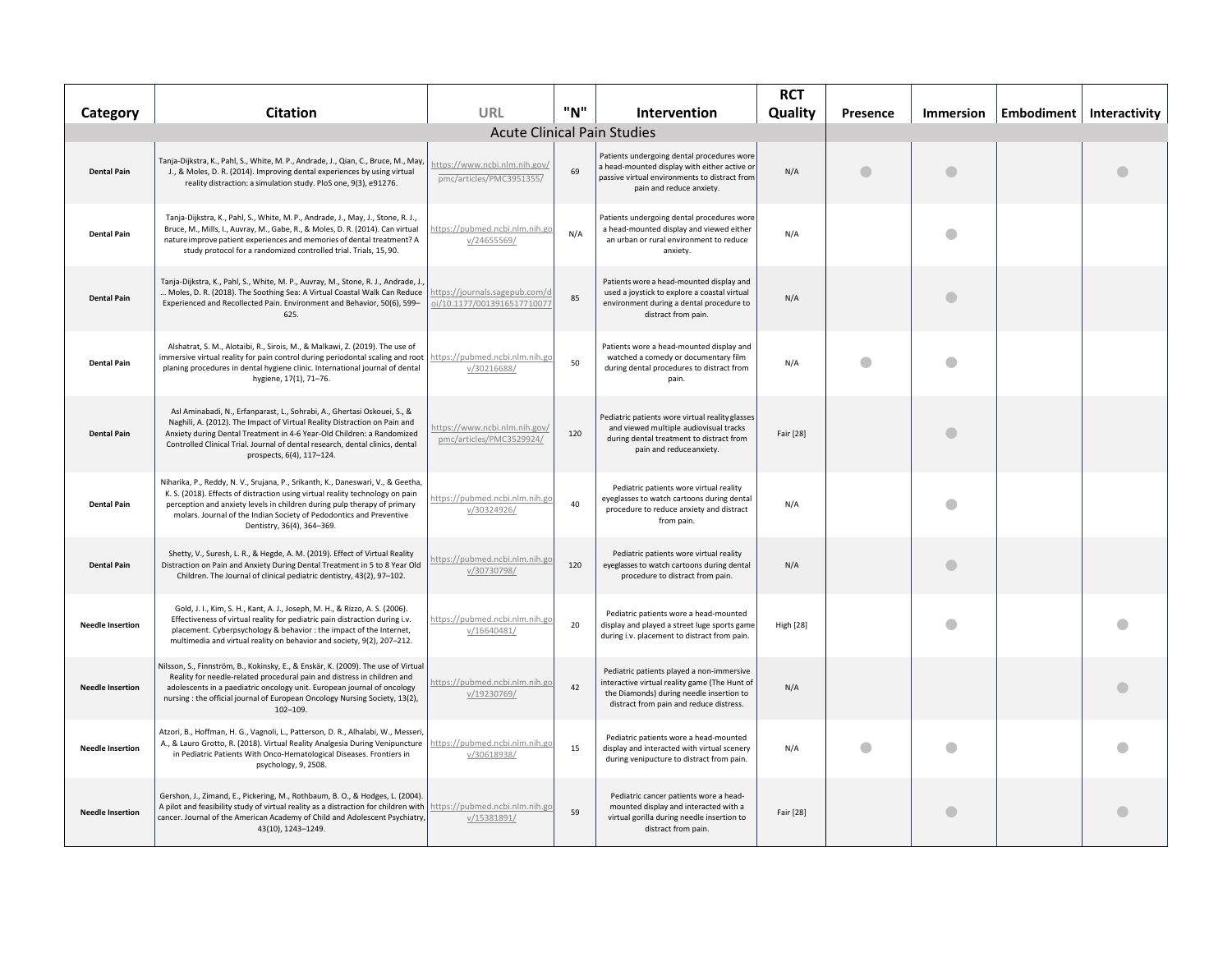| Category | Citation | URL | "N" | Intervention | RCT Quality | Presence | Immersion | Embodiment | Interactivity |
|---|---|---|---|---|---|---|---|---|---|
| **Acute Clinical Pain Studies** | | | | | | | | | |
| **Dental Pain** | Tanja-Dijkstra, K., Pahl, S., White, M. P., Andrade, J., Qian, C., Bruce, M., May, J., & Moles, D. R. (2014). Improving dental experiences by using virtual reality distraction: a simulation study. PloS one, 9(3), e91276. | https://www.ncbi.nlm.nih.gov/pmc/articles/PMC3951355/ | 69 | Patients undergoing dental procedures wore a head-mounted display with either active or passive virtual environments to distract from pain and reduce anxiety. | N/A | ● | ● | | ● |
| **Dental Pain** | Tanja-Dijkstra, K., Pahl, S., White, M. P., Andrade, J., May, J., Stone, R. J., Bruce, M., Mills, I., Auvray, M., Gabe, R., & Moles, D. R. (2014). Can virtual nature improve patient experiences and memories of dental treatment? A study protocol for a randomized controlled trial. Trials, 15, 90. | https://pubmed.ncbi.nlm.nih.gov/24655569/ | N/A | Patients undergoing dental procedures wore a head-mounted display and viewed either an urban or rural environment to reduce anxiety. | N/A | | ● | | |
| **Dental Pain** | Tanja-Dijkstra, K., Pahl, S., White, M. P., Auvray, M., Stone, R. J., Andrade, J., … Moles, D. R. (2018). The Soothing Sea: A Virtual Coastal Walk Can Reduce Experienced and Recollected Pain. Environment and Behavior, 50(6), 599–625. | https://journals.sagepub.com/doi/10.1177/0013916517710077 | 85 | Patients wore a head-mounted display and used a joystick to explore a coastal virtual environment during a dental procedure to distract from pain. | N/A | | ● | | |
| **Dental Pain** | Alshatrat, S. M., Alotaibi, R., Sirois, M., & Malkawi, Z. (2019). The use of immersive virtual reality for pain control during periodontal scaling and root planing procedures in dental hygiene clinic. International journal of dental hygiene, 17(1), 71–76. | https://pubmed.ncbi.nlm.nih.gov/30216688/ | 50 | Patients wore a head-mounted display and watched a comedy or documentary film during dental procedures to distract from pain. | N/A | ● | ● | | |
| **Dental Pain** | Asl Aminabadi, N., Erfanparast, L., Sohrabi, A., Ghertasi Oskouei, S., & Naghili, A. (2012). The Impact of Virtual Reality Distraction on Pain and Anxiety during Dental Treatment in 4-6 Year-Old Children: a Randomized Controlled Clinical Trial. Journal of dental research, dental clinics, dental prospects, 6(4), 117–124. | https://www.ncbi.nlm.nih.gov/pmc/articles/PMC3529924/ | 120 | Pediatric patients wore virtual reality glasses and viewed multiple audiovisual tracks during dental treatment to distract from pain and reduce anxiety. | Fair [28] | | ● | | |
| **Dental Pain** | Niharika, P., Reddy, N. V., Srujana, P., Srikanth, K., Daneswari, V., & Geetha, K. S. (2018). Effects of distraction using virtual reality technology on pain perception and anxiety levels in children during pulp therapy of primary molars. Journal of the Indian Society of Pedodontics and Preventive Dentistry, 36(4), 364–369. | https://pubmed.ncbi.nlm.nih.gov/30324926/ | 40 | Pediatric patients wore virtual reality eyeglasses to watch cartoons during dental procedure to reduce anxiety and distract from pain. | N/A | | ● | | |
| **Dental Pain** | Shetty, V., Suresh, L. R., & Hegde, A. M. (2019). Effect of Virtual Reality Distraction on Pain and Anxiety During Dental Treatment in 5 to 8 Year Old Children. The Journal of clinical pediatric dentistry, 43(2), 97–102. | https://pubmed.ncbi.nlm.nih.gov/30730798/ | 120 | Pediatric patients wore virtual reality eyeglasses to watch cartoons during dental procedure to distract from pain. | N/A | | ● | | |
| **Needle Insertion** | Gold, J. I., Kim, S. H., Kant, A. J., Joseph, M. H., & Rizzo, A. S. (2006). Effectiveness of virtual reality for pediatric pain distraction during i.v. placement. Cyberpsychology & behavior : the impact of the Internet, multimedia and virtual reality on behavior and society, 9(2), 207–212. | https://pubmed.ncbi.nlm.nih.gov/16640481/ | 20 | Pediatric patients wore a head-mounted display and played a street luge sports game during i.v. placement to distract from pain. | High [28] | | ● | | ● |
| **Needle Insertion** | Nilsson, S., Finnström, B., Kokinsky, E., & Enskär, K. (2009). The use of Virtual Reality for needle-related procedural pain and distress in children and adolescents in a paediatric oncology unit. European journal of oncology nursing : the official journal of European Oncology Nursing Society, 13(2), 102–109. | https://pubmed.ncbi.nlm.nih.gov/19230769/ | 42 | Pediatric patients played a non-immersive interactive virtual reality game (The Hunt of the Diamonds) during needle insertion to distract from pain and reduce distress. | N/A | | | | ● |
| **Needle Insertion** | Atzori, B., Hoffman, H. G., Vagnoli, L., Patterson, D. R., Alhalabi, W., Messeri, A., & Lauro Grotto, R. (2018). Virtual Reality Analgesia During Venipuncture in Pediatric Patients With Onco-Hematological Diseases. Frontiers in psychology, 9, 2508. | https://pubmed.ncbi.nlm.nih.gov/30618938/ | 15 | Pediatric patients wore a head-mounted display and interacted with virtual scenery during venipuncture to distract from pain. | N/A | ● | ● | | ● |
| **Needle Insertion** | Gershon, J., Zimand, E., Pickering, M., Rothbaum, B. O., & Hodges, L. (2004). A pilot and feasibility study of virtual reality as a distraction for children with cancer. Journal of the American Academy of Child and Adolescent Psychiatry, 43(10), 1243–1249. | https://pubmed.ncbi.nlm.nih.gov/15381891/ | 59 | Pediatric cancer patients wore a head-mounted display and interacted with a virtual gorilla during needle insertion to distract from pain. | Fair [28] | | ● | | ● |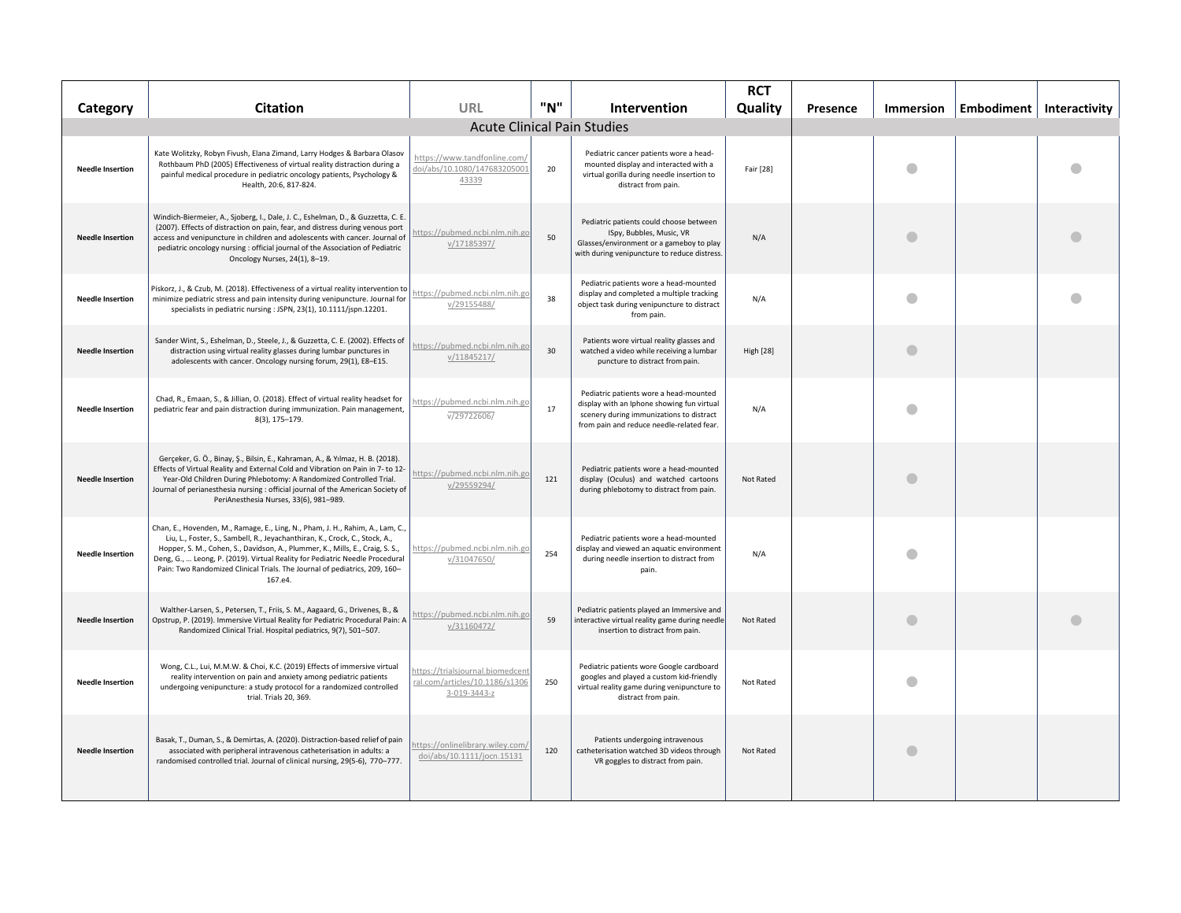| Category | Citation | URL | "N" | Intervention | RCT Quality | Presence | Immersion | Embodiment | Interactivity |
|---|---|---|---|---|---|---|---|---|---|
| Acute Clinical Pain Studies | | | | | | | | | |
| Needle Insertion | Kate Wolitzky, Robyn Fivush, Elana Zimand, Larry Hodges & Barbara Olasov Rothbaum PhD (2005) Effectiveness of virtual reality distraction during a painful medical procedure in pediatric oncology patients, Psychology & Health, 20:6, 817-824. | https://www.tandfonline.com/doi/abs/10.1080/14768320500143339 | 20 | Pediatric cancer patients wore a head-mounted display and interacted with a virtual gorilla during needle insertion to distract from pain. | Fair [28] | | ● | | ● |
| Needle Insertion | Windich-Biermeier, A., Sjoberg, I., Dale, J. C., Eshelman, D., & Guzzetta, C. E. (2007). Effects of distraction on pain, fear, and distress during venous port access and venipuncture in children and adolescents with cancer. Journal of pediatric oncology nursing : official journal of the Association of Pediatric Oncology Nurses, 24(1), 8–19. | https://pubmed.ncbi.nlm.nih.gov/17185397/ | 50 | Pediatric patients could choose between ISpy, Bubbles, Music, VR Glasses/environment or a gameboy to play with during venipuncture to reduce distress. | N/A | | ● | | ● |
| Needle Insertion | Piskorz, J., & Czub, M. (2018). Effectiveness of a virtual reality intervention to minimize pediatric stress and pain intensity during venipuncture. Journal for specialists in pediatric nursing : JSPN, 23(1), 10.1111/jspn.12201. | https://pubmed.ncbi.nlm.nih.gov/29155488/ | 38 | Pediatric patients wore a head-mounted display and completed a multiple tracking object task during venipuncture to distract from pain. | N/A | | ● | | ● |
| Needle Insertion | Sander Wint, S., Eshelman, D., Steele, J., & Guzzetta, C. E. (2002). Effects of distraction using virtual reality glasses during lumbar punctures in adolescents with cancer. Oncology nursing forum, 29(1), E8–E15. | https://pubmed.ncbi.nlm.nih.gov/11845217/ | 30 | Patients wore virtual reality glasses and watched a video while receiving a lumbar puncture to distract from pain. | High [28] | | ● | | |
| Needle Insertion | Chad, R., Emaan, S., & Jillian, O. (2018). Effect of virtual reality headset for pediatric fear and pain distraction during immunization. Pain management, 8(3), 175–179. | https://pubmed.ncbi.nlm.nih.gov/29722606/ | 17 | Pediatric patients wore a head-mounted display with an Iphone showing fun virtual scenery during immunizations to distract from pain and reduce needle-related fear. | N/A | | ● | | |
| Needle Insertion | Gerçeker, G. Ö., Binay, Ş., Bilsin, E., Kahraman, A., & Yılmaz, H. B. (2018). Effects of Virtual Reality and External Cold and Vibration on Pain in 7- to 12-Year-Old Children During Phlebotomy: A Randomized Controlled Trial. Journal of perianesthesia nursing : official journal of the American Society of PeriAnesthesia Nurses, 33(6), 981–989. | https://pubmed.ncbi.nlm.nih.gov/29559294/ | 121 | Pediatric patients wore a head-mounted display (Oculus) and watched cartoons during phlebotomy to distract from pain. | Not Rated | | ● | | |
| Needle Insertion | Chan, E., Hovenden, M., Ramage, E., Ling, N., Pham, J. H., Rahim, A., Lam, C., Liu, L., Foster, S., Sambell, R., Jeyachanthiran, K., Crock, C., Stock, A., Hopper, S. M., Cohen, S., Davidson, A., Plummer, K., Mills, E., Craig, S. S., Deng, G., … Leong, P. (2019). Virtual Reality for Pediatric Needle Procedural Pain: Two Randomized Clinical Trials. The Journal of pediatrics, 209, 160–167.e4. | https://pubmed.ncbi.nlm.nih.gov/31047650/ | 254 | Pediatric patients wore a head-mounted display and viewed an aquatic environment during needle insertion to distract from pain. | N/A | | ● | | |
| Needle Insertion | Walther-Larsen, S., Petersen, T., Friis, S. M., Aagaard, G., Drivenes, B., & Opstrup, P. (2019). Immersive Virtual Reality for Pediatric Procedural Pain: A Randomized Clinical Trial. Hospital pediatrics, 9(7), 501–507. | https://pubmed.ncbi.nlm.nih.gov/31160472/ | 59 | Pediatric patients played an Immersive and interactive virtual reality game during needle insertion to distract from pain. | Not Rated | | ● | | ● |
| Needle Insertion | Wong, C.L., Lui, M.M.W. & Choi, K.C. (2019) Effects of immersive virtual reality intervention on pain and anxiety among pediatric patients undergoing venipuncture: a study protocol for a randomized controlled trial. Trials 20, 369. | https://trialsjournal.biomedcentral.com/articles/10.1186/s13063-019-3443-z | 250 | Pediatric patients wore Google cardboard googles and played a custom kid-friendly virtual reality game during venipuncture to distract from pain. | Not Rated | | ● | | |
| Needle Insertion | Basak, T., Duman, S., & Demirtas, A. (2020). Distraction-based relief of pain associated with peripheral intravenous catheterisation in adults: a randomised controlled trial. Journal of clinical nursing, 29(5-6), 770–777. | https://onlinelibrary.wiley.com/doi/abs/10.1111/jocn.15131 | 120 | Patients undergoing intravenous catheterisation watched 3D videos through VR goggles to distract from pain. | Not Rated | | ● | | |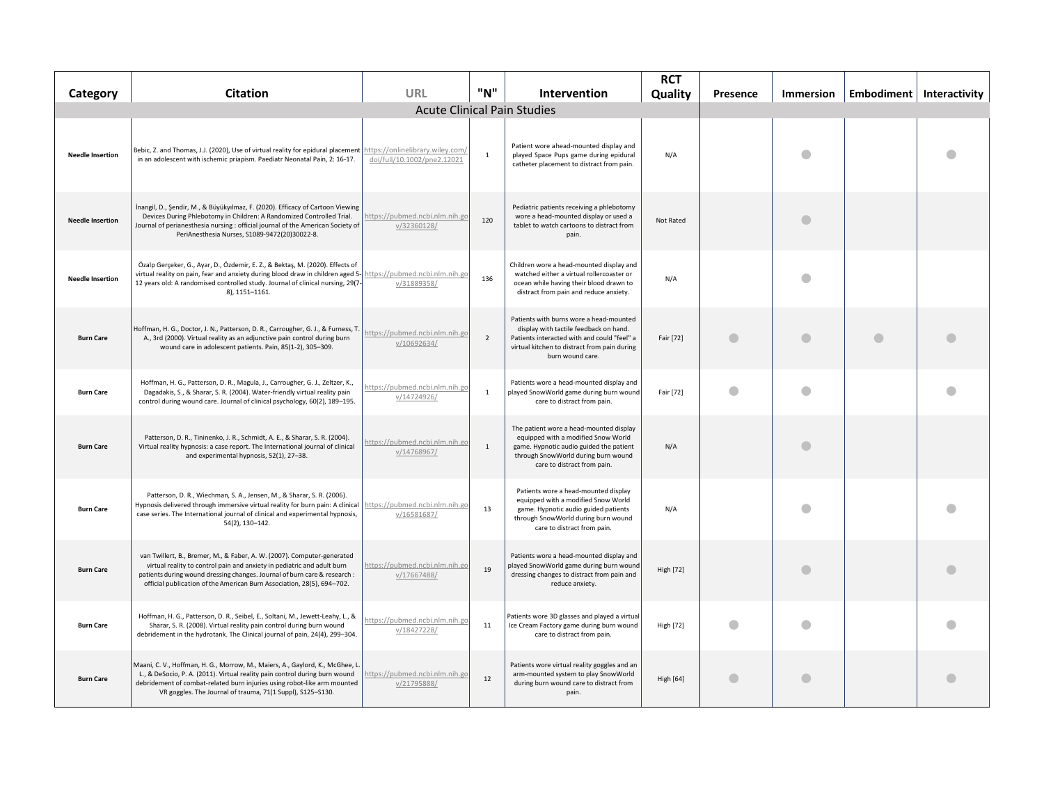| Category | Citation | URL | "N" | Intervention | RCT Quality | Presence | Immersion | Embodiment | Interactivity |
|---|---|---|---|---|---|---|---|---|---|
| Acute Clinical Pain Studies | | | | | | | | | |
| **Needle Insertion** | Bebic, Z. and Thomas, J.J. (2020), Use of virtual reality for epidural placement in an adolescent with ischemic priapism. Paediatr Neonatal Pain, 2: 16-17. | https://onlinelibrary.wiley.com/doi/full/10.1002/pne2.12021 | 1 | Patient wore ahead-mounted display and played Space Pups game during epidural catheter placement to distract from pain. | N/A | | ● | | ● |
| **Needle Insertion** | İnangil, D., Şendir, M., & Büyükyılmaz, F. (2020). Efficacy of Cartoon Viewing Devices During Phlebotomy in Children: A Randomized Controlled Trial. Journal of perianesthesia nursing : official journal of the American Society of PeriAnesthesia Nurses, S1089-9472(20)30022-8. | https://pubmed.ncbi.nlm.nih.gov/32360128/ | 120 | Pediatric patients receiving a phlebotomy wore a head-mounted display or used a tablet to watch cartoons to distract from pain. | Not Rated | | ● | | |
| **Needle Insertion** | Özalp Gerçeker, G., Ayar, D., Özdemir, E. Z., & Bektaş, M. (2020). Effects of virtual reality on pain, fear and anxiety during blood draw in children aged 5-12 years old: A randomised controlled study. Journal of clinical nursing, 29(7-8), 1151–1161. | https://pubmed.ncbi.nlm.nih.gov/31889358/ | 136 | Children wore a head-mounted display and watched either a virtual rollercoaster or ocean while having their blood drawn to distract from pain and reduce anxiety. | N/A | | ● | | |
| **Burn Care** | Hoffman, H. G., Doctor, J. N., Patterson, D. R., Carrougher, G. J., & Furness, T. A., 3rd (2000). Virtual reality as an adjunctive pain control during burn wound care in adolescent patients. Pain, 85(1-2), 305–309. | https://pubmed.ncbi.nlm.nih.gov/10692634/ | 2 | Patients with burns wore a head-mounted display with tactile feedback on hand. Patients interacted with and could "feel" a virtual kitchen to distract from pain during burn wound care. | Fair [72] | ● | ● | ● | ● |
| **Burn Care** | Hoffman, H. G., Patterson, D. R., Magula, J., Carrougher, G. J., Zeltzer, K., Dagadakis, S., & Sharar, S. R. (2004). Water-friendly virtual reality pain control during wound care. Journal of clinical psychology, 60(2), 189–195. | https://pubmed.ncbi.nlm.nih.gov/14724926/ | 1 | Patients wore a head-mounted display and played SnowWorld game during burn wound care to distract from pain. | Fair [72] | ● | ● | | ● |
| **Burn Care** | Patterson, D. R., Tininenko, J. R., Schmidt, A. E., & Sharar, S. R. (2004). Virtual reality hypnosis: a case report. The International journal of clinical and experimental hypnosis, 52(1), 27–38. | https://pubmed.ncbi.nlm.nih.gov/14768967/ | 1 | The patient wore a head-mounted display equipped with a modified Snow World game. Hypnotic audio guided the patient through SnowWorld during burn wound care to distract from pain. | N/A | | ● | | |
| **Burn Care** | Patterson, D. R., Wiechman, S. A., Jensen, M., & Sharar, S. R. (2006). Hypnosis delivered through immersive virtual reality for burn pain: A clinical case series. The International journal of clinical and experimental hypnosis, 54(2), 130–142. | https://pubmed.ncbi.nlm.nih.gov/16581687/ | 13 | Patients wore a head-mounted display equipped with a modified Snow World game. Hypnotic audio guided patients through SnowWorld during burn wound care to distract from pain. | N/A | | ● | | ● |
| **Burn Care** | van Twillert, B., Bremer, M., & Faber, A. W. (2007). Computer-generated virtual reality to control pain and anxiety in pediatric and adult burn patients during wound dressing changes. Journal of burn care & research : official publication of the American Burn Association, 28(5), 694–702. | https://pubmed.ncbi.nlm.nih.gov/17667488/ | 19 | Patients wore a head-mounted display and played SnowWorld game during burn wound dressing changes to distract from pain and reduce anxiety. | High [72] | | ● | | ● |
| **Burn Care** | Hoffman, H. G., Patterson, D. R., Seibel, E., Soltani, M., Jewett-Leahy, L., & Sharar, S. R. (2008). Virtual reality pain control during burn wound debridement in the hydrotank. The Clinical journal of pain, 24(4), 299–304. | https://pubmed.ncbi.nlm.nih.gov/18427228/ | 11 | Patients wore 3D glasses and played a virtual Ice Cream Factory game during burn wound care to distract from pain. | High [72] | ● | ● | | ● |
| **Burn Care** | Maani, C. V., Hoffman, H. G., Morrow, M., Maiers, A., Gaylord, K., McGhee, L. L., & DeSocio, P. A. (2011). Virtual reality pain control during burn wound debridement of combat-related burn injuries using robot-like arm mounted VR goggles. The Journal of trauma, 71(1 Suppl), S125–S130. | https://pubmed.ncbi.nlm.nih.gov/21795888/ | 12 | Patients wore virtual reality goggles and an arm-mounted system to play SnowWorld during burn wound care to distract from pain. | High [64] | ● | ● | | ● |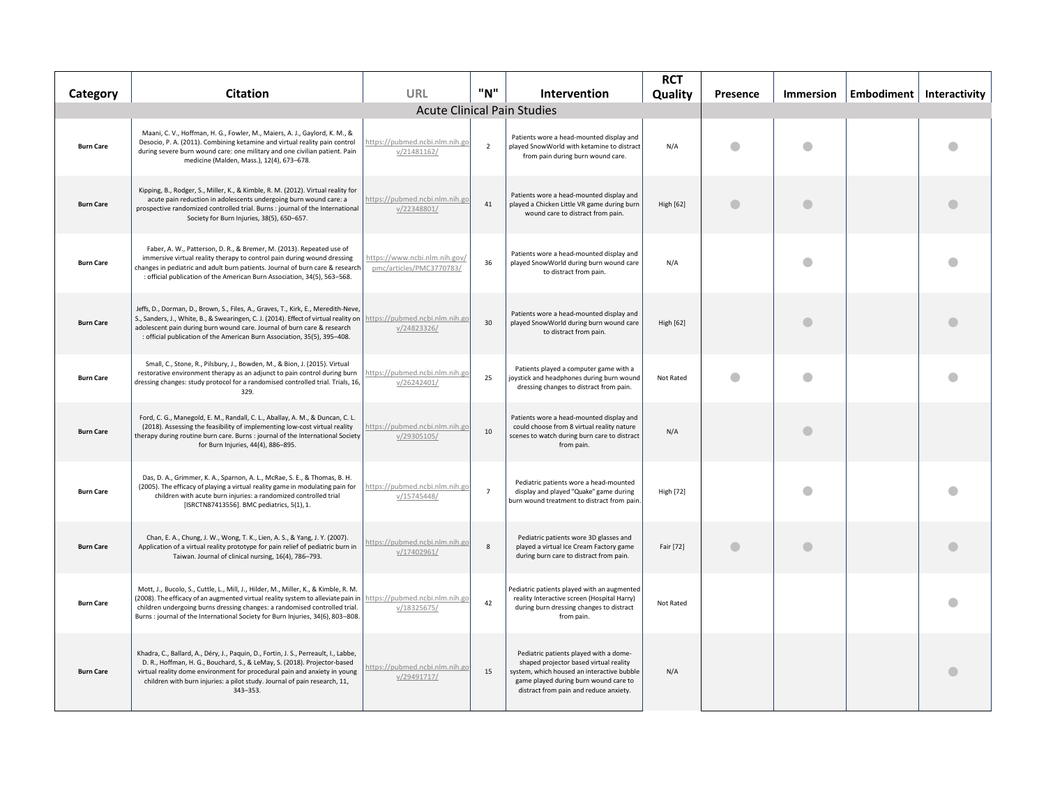| Category | Citation | URL | "N" | Intervention | RCT Quality | Presence | Immersion | Embodiment | Interactivity |
|---|---|---|---|---|---|---|---|---|---|
| Acute Clinical Pain Studies | | | | | | | | | |
| **Burn Care** | Maani, C. V., Hoffman, H. G., Fowler, M., Maiers, A. J., Gaylord, K. M., & Desocio, P. A. (2011). Combining ketamine and virtual reality pain control during severe burn wound care: one military and one civilian patient. Pain medicine (Malden, Mass.), 12(4), 673–678. | https://pubmed.ncbi.nlm.nih.gov/21481162/ | 2 | Patients wore a head-mounted display and played SnowWorld with ketamine to distract from pain during burn wound care. | N/A | ● | ● | | ● |
| **Burn Care** | Kipping, B., Rodger, S., Miller, K., & Kimble, R. M. (2012). Virtual reality for acute pain reduction in adolescents undergoing burn wound care: a prospective randomized controlled trial. Burns : journal of the International Society for Burn Injuries, 38(5), 650–657. | https://pubmed.ncbi.nlm.nih.gov/22348801/ | 41 | Patients wore a head-mounted display and played a Chicken Little VR game during burn wound care to distract from pain. | High [62] | ● | ● | | ● |
| **Burn Care** | Faber, A. W., Patterson, D. R., & Bremer, M. (2013). Repeated use of immersive virtual reality therapy to control pain during wound dressing changes in pediatric and adult burn patients. Journal of burn care & research : official publication of the American Burn Association, 34(5), 563–568. | https://www.ncbi.nlm.nih.gov/pmc/articles/PMC3770783/ | 36 | Patients wore a head-mounted display and played SnowWorld during burn wound care to distract from pain. | N/A | | ● | | ● |
| **Burn Care** | Jeffs, D., Dorman, D., Brown, S., Files, A., Graves, T., Kirk, E., Meredith-Neve, S., Sanders, J., White, B., & Swearingen, C. J. (2014). Effect of virtual reality on adolescent pain during burn wound care. Journal of burn care & research : official publication of the American Burn Association, 35(5), 395–408. | https://pubmed.ncbi.nlm.nih.gov/24823326/ | 30 | Patients wore a head-mounted display and played SnowWorld during burn wound care to distract from pain. | High [62] | | ● | | ● |
| **Burn Care** | Small, C., Stone, R., Pilsbury, J., Bowden, M., & Bion, J. (2015). Virtual restorative environment therapy as an adjunct to pain control during burn dressing changes: study protocol for a randomised controlled trial. Trials, 16, 329. | https://pubmed.ncbi.nlm.nih.gov/26242401/ | 25 | Patients played a computer game with a joystick and headphones during burn wound dressing changes to distract from pain. | Not Rated | ● | ● | | ● |
| **Burn Care** | Ford, C. G., Manegold, E. M., Randall, C. L., Aballay, A. M., & Duncan, C. L. (2018). Assessing the feasibility of implementing low-cost virtual reality therapy during routine burn care. Burns : journal of the International Society for Burn Injuries, 44(4), 886–895. | https://pubmed.ncbi.nlm.nih.gov/29305105/ | 10 | Patients wore a head-mounted display and could choose from 8 virtual reality nature scenes to watch during burn care to distract from pain. | N/A | | ● | | |
| **Burn Care** | Das, D. A., Grimmer, K. A., Sparnon, A. L., McRae, S. E., & Thomas, B. H. (2005). The efficacy of playing a virtual reality game in modulating pain for children with acute burn injuries: a randomized clinical trial [ISRCTN87413556]. BMC pediatrics, 5(1), 1. | https://pubmed.ncbi.nlm.nih.gov/15745448/ | 7 | Pediatric patients wore a head-mounted display and played "Quake" game during burn wound treatment to distract from pain. | High [72] | | ● | | ● |
| **Burn Care** | Chan, E. A., Chung, J. W., Wong, T. K., Lien, A. S., & Yang, J. Y. (2007). Application of a virtual reality prototype for pain relief of pediatric burn in Taiwan. Journal of clinical nursing, 16(4), 786–793. | https://pubmed.ncbi.nlm.nih.gov/17402961/ | 8 | Pediatric patients wore 3D glasses and played a virtual Ice Cream Factory game during burn care to distract from pain. | Fair [72] | ● | ● | | ● |
| **Burn Care** | Mott, J., Bucolo, S., Cuttle, L., Mill, J., Hilder, M., Miller, K., & Kimble, R. M. (2008). The efficacy of an augmented virtual reality system to alleviate pain in children undergoing burns dressing changes: a randomised controlled trial. Burns : journal of the International Society for Burn Injuries, 34(6), 803–808. | https://pubmed.ncbi.nlm.nih.gov/18325675/ | 42 | Pediatric patients played with an augmented reality Interactive screen (Hospital Harry) during burn dressing changes to distract from pain. | Not Rated | | | | ● |
| **Burn Care** | Khadra, C., Ballard, A., Déry, J., Paquin, D., Fortin, J. S., Perreault, I., Labbe, D. R., Hoffman, H. G., Bouchard, S., & LeMay, S. (2018). Projector-based virtual reality dome environment for procedural pain and anxiety in young children with burn injuries: a pilot study. Journal of pain research, 11, 343–353. | https://pubmed.ncbi.nlm.nih.gov/29491717/ | 15 | Pediatric patients played with a dome-shaped projector based virtual reality system, which housed an interactive bubble game played during burn wound care to distract from pain and reduce anxiety. | N/A | | | | ● |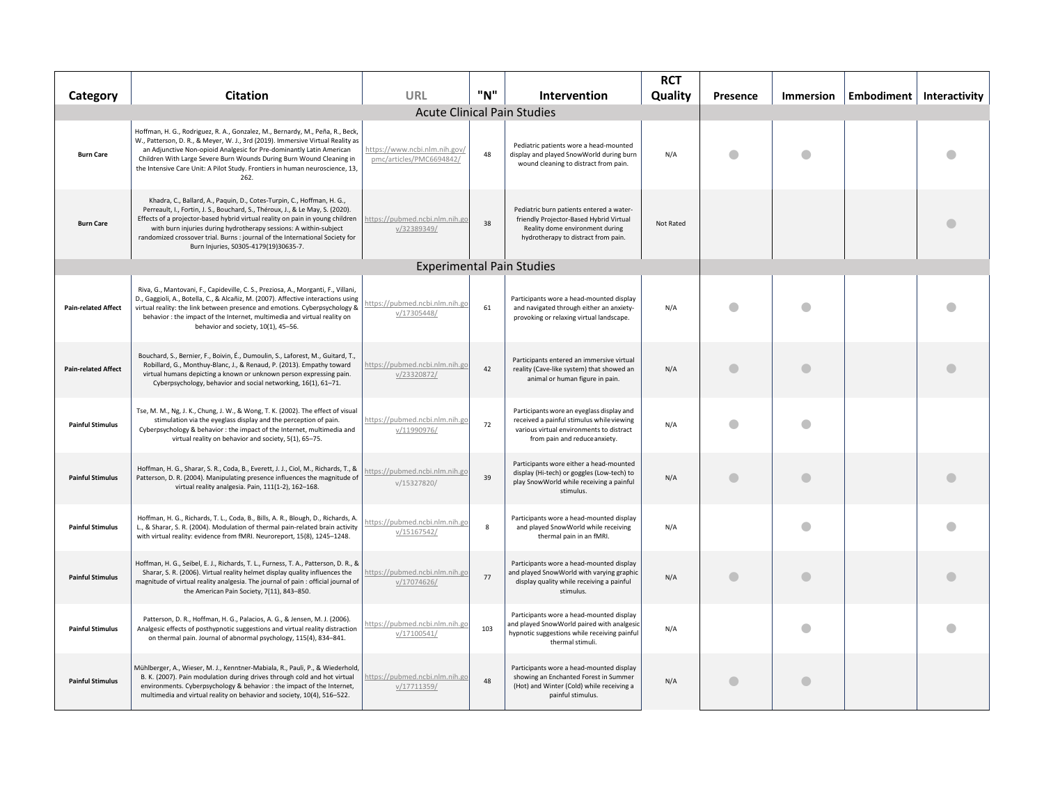| Category | Citation | URL | "N" | Intervention | RCT Quality | Presence | Immersion | Embodiment | Interactivity |
|---|---|---|---|---|---|---|---|---|---|
| **Acute Clinical Pain Studies** | | | | | | | | | |
| **Burn Care** | Hoffman, H. G., Rodriguez, R. A., Gonzalez, M., Bernardy, M., Peña, R., Beck, W., Patterson, D. R., & Meyer, W. J., 3rd (2019). Immersive Virtual Reality as an Adjunctive Non-opioid Analgesic for Pre-dominantly Latin American Children With Large Severe Burn Wounds During Burn Wound Cleaning in the Intensive Care Unit: A Pilot Study. Frontiers in human neuroscience, 13, 262. | https://www.ncbi.nlm.nih.gov/pmc/articles/PMC6694842/ | 48 | Pediatric patients wore a head-mounted display and played SnowWorld during burn wound cleaning to distract from pain. | N/A | ● | ● | | ● |
| **Burn Care** | Khadra, C., Ballard, A., Paquin, D., Cotes-Turpin, C., Hoffman, H. G., Perreault, I., Fortin, J. S., Bouchard, S., Théroux, J., & Le May, S. (2020). Effects of a projector-based hybrid virtual reality on pain in young children with burn injuries during hydrotherapy sessions: A within-subject randomized crossover trial. Burns : journal of the International Society for Burn Injuries, S0305-4179(19)30635-7. | https://pubmed.ncbi.nlm.nih.gov/32389349/ | 38 | Pediatric burn patients entered a water-friendly Projector-Based Hybrid Virtual Reality dome environment during hydrotherapy to distract from pain. | Not Rated | | | | ● |
| **Experimental Pain Studies** | | | | | | | | | |
| **Pain-related Affect** | Riva, G., Mantovani, F., Capideville, C. S., Preziosa, A., Morganti, F., Villani, D., Gaggioli, A., Botella, C., & Alcañiz, M. (2007). Affective interactions using virtual reality: the link between presence and emotions. Cyberpsychology & behavior : the impact of the Internet, multimedia and virtual reality on behavior and society, 10(1), 45–56. | https://pubmed.ncbi.nlm.nih.gov/17305448/ | 61 | Participants wore a head-mounted display and navigated through either an anxiety-provoking or relaxing virtual landscape. | N/A | ● | ● | | ● |
| **Pain-related Affect** | Bouchard, S., Bernier, F., Boivin, É., Dumoulin, S., Laforest, M., Guitard, T., Robillard, G., Monthuy-Blanc, J., & Renaud, P. (2013). Empathy toward virtual humans depicting a known or unknown person expressing pain. Cyberpsychology, behavior and social networking, 16(1), 61–71. | https://pubmed.ncbi.nlm.nih.gov/23320872/ | 42 | Participants entered an immersive virtual reality (Cave-like system) that showed an animal or human figure in pain. | N/A | ● | ● | | ● |
| **Painful Stimulus** | Tse, M. M., Ng, J. K., Chung, J. W., & Wong, T. K. (2002). The effect of visual stimulation via the eyeglass display and the perception of pain. Cyberpsychology & behavior : the impact of the Internet, multimedia and virtual reality on behavior and society, 5(1), 65–75. | https://pubmed.ncbi.nlm.nih.gov/11990976/ | 72 | Participants wore an eyeglass display and received a painful stimulus while viewing various virtual environments to distract from pain and reduce anxiety. | N/A | ● | ● | | |
| **Painful Stimulus** | Hoffman, H. G., Sharar, S. R., Coda, B., Everett, J. J., Ciol, M., Richards, T., & Patterson, D. R. (2004). Manipulating presence influences the magnitude of virtual reality analgesia. Pain, 111(1-2), 162–168. | https://pubmed.ncbi.nlm.nih.gov/15327820/ | 39 | Participants wore either a head-mounted display (Hi-tech) or goggles (Low-tech) to play SnowWorld while receiving a painful stimulus. | N/A | ● | ● | | ● |
| **Painful Stimulus** | Hoffman, H. G., Richards, T. L., Coda, B., Bills, A. R., Blough, D., Richards, A. L., & Sharar, S. R. (2004). Modulation of thermal pain-related brain activity with virtual reality: evidence from fMRI. Neuroreport, 15(8), 1245–1248. | https://pubmed.ncbi.nlm.nih.gov/15167542/ | 8 | Participants wore a head-mounted display and played SnowWorld while receiving thermal pain in an fMRI. | N/A | | ● | | ● |
| **Painful Stimulus** | Hoffman, H. G., Seibel, E. J., Richards, T. L., Furness, T. A., Patterson, D. R., & Sharar, S. R. (2006). Virtual reality helmet display quality influences the magnitude of virtual reality analgesia. The journal of pain : official journal of the American Pain Society, 7(11), 843–850. | https://pubmed.ncbi.nlm.nih.gov/17074626/ | 77 | Participants wore a head-mounted display and played SnowWorld with varying graphic display quality while receiving a painful stimulus. | N/A | ● | ● | | ● |
| **Painful Stimulus** | Patterson, D. R., Hoffman, H. G., Palacios, A. G., & Jensen, M. J. (2006). Analgesic effects of posthypnotic suggestions and virtual reality distraction on thermal pain. Journal of abnormal psychology, 115(4), 834–841. | https://pubmed.ncbi.nlm.nih.gov/17100541/ | 103 | Participants wore a head-mounted display and played SnowWorld paired with analgesic hypnotic suggestions while receiving painful thermal stimuli. | N/A | | ● | | ● |
| **Painful Stimulus** | Mühlberger, A., Wieser, M. J., Kenntner-Mabiala, R., Pauli, P., & Wiederhold, B. K. (2007). Pain modulation during drives through cold and hot virtual environments. Cyberpsychology & behavior : the impact of the Internet, multimedia and virtual reality on behavior and society, 10(4), 516–522. | https://pubmed.ncbi.nlm.nih.gov/17711359/ | 48 | Participants wore a head-mounted display showing an Enchanted Forest in Summer (Hot) and Winter (Cold) while receiving a painful stimulus. | N/A | ● | ● | | |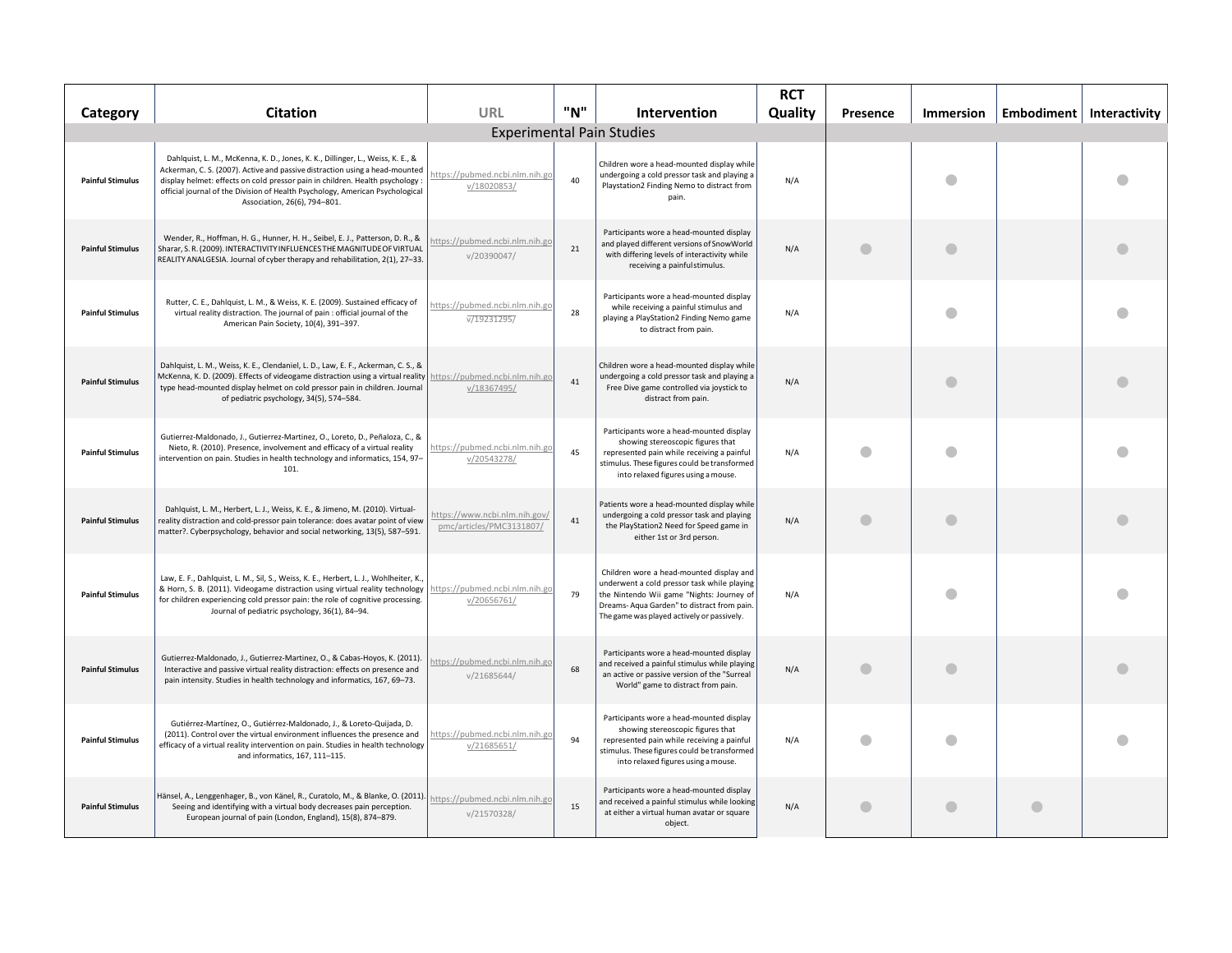| Category | Citation | URL | "N" | Intervention | RCT Quality | Presence | Immersion | Embodiment | Interactivity |
|---|---|---|---|---|---|---|---|---|---|
| Experimental Pain Studies | | | | | | | | | |
| **Painful Stimulus** | Dahlquist, L. M., McKenna, K. D., Jones, K. K., Dillinger, L., Weiss, K. E., & Ackerman, C. S. (2007). Active and passive distraction using a head-mounted display helmet: effects on cold pressor pain in children. Health psychology : official journal of the Division of Health Psychology, American Psychological Association, 26(6), 794–801. | https://pubmed.ncbi.nlm.nih.gov/18020853/ | 40 | Children wore a head-mounted display while undergoing a cold pressor task and playing a Playstation2 Finding Nemo to distract from pain. | N/A | | ● | | ● |
| **Painful Stimulus** | Wender, R., Hoffman, H. G., Hunner, H. H., Seibel, E. J., Patterson, D. R., & Sharar, S. R. (2009). INTERACTIVITY INFLUENCES THE MAGNITUDE OF VIRTUAL REALITY ANALGESIA. Journal of cyber therapy and rehabilitation, 2(1), 27–33. | https://pubmed.ncbi.nlm.nih.gov/20390047/ | 21 | Participants wore a head-mounted display and played different versions of SnowWorld with differing levels of interactivity while receiving a painful stimulus. | N/A | ● | ● | | ● |
| **Painful Stimulus** | Rutter, C. E., Dahlquist, L. M., & Weiss, K. E. (2009). Sustained efficacy of virtual reality distraction. The journal of pain : official journal of the American Pain Society, 10(4), 391–397. | https://pubmed.ncbi.nlm.nih.gov/19231295/ | 28 | Participants wore a head-mounted display while receiving a painful stimulus and playing a PlayStation2 Finding Nemo game to distract from pain. | N/A | | ● | | ● |
| **Painful Stimulus** | Dahlquist, L. M., Weiss, K. E., Clendaniel, L. D., Law, E. F., Ackerman, C. S., & McKenna, K. D. (2009). Effects of videogame distraction using a virtual reality type head-mounted display helmet on cold pressor pain in children. Journal of pediatric psychology, 34(5), 574–584. | https://pubmed.ncbi.nlm.nih.gov/18367495/ | 41 | Children wore a head-mounted display while undergoing a cold pressor task and playing a Free Dive game controlled via joystick to distract from pain. | N/A | | ● | | ● |
| **Painful Stimulus** | Gutierrez-Maldonado, J., Gutierrez-Martinez, O., Loreto, D., Peñaloza, C., & Nieto, R. (2010). Presence, involvement and efficacy of a virtual reality intervention on pain. Studies in health technology and informatics, 154, 97–101. | https://pubmed.ncbi.nlm.nih.gov/20543278/ | 45 | Participants wore a head-mounted display showing stereoscopic figures that represented pain while receiving a painful stimulus. These figures could be transformed into relaxed figures using a mouse. | N/A | ● | ● | | ● |
| **Painful Stimulus** | Dahlquist, L. M., Herbert, L. J., Weiss, K. E., & Jimeno, M. (2010). Virtual-reality distraction and cold-pressor pain tolerance: does avatar point of view matter?. Cyberpsychology, behavior and social networking, 13(5), 587–591. | https://www.ncbi.nlm.nih.gov/pmc/articles/PMC3131807/ | 41 | Patients wore a head-mounted display while undergoing a cold pressor task and playing the PlayStation2 Need for Speed game in either 1st or 3rd person. | N/A | ● | ● | | ● |
| **Painful Stimulus** | Law, E. F., Dahlquist, L. M., Sil, S., Weiss, K. E., Herbert, L. J., Wohlheiter, K., & Horn, S. B. (2011). Videogame distraction using virtual reality technology for children experiencing cold pressor pain: the role of cognitive processing. Journal of pediatric psychology, 36(1), 84–94. | https://pubmed.ncbi.nlm.nih.gov/20656761/ | 79 | Children wore a head-mounted display and underwent a cold pressor task while playing the Nintendo Wii game "Nights: Journey of Dreams- Aqua Garden" to distract from pain. The game was played actively or passively. | N/A | | ● | | ● |
| **Painful Stimulus** | Gutierrez-Maldonado, J., Gutierrez-Martinez, O., & Cabas-Hoyos, K. (2011). Interactive and passive virtual reality distraction: effects on presence and pain intensity. Studies in health technology and informatics, 167, 69–73. | https://pubmed.ncbi.nlm.nih.gov/21685644/ | 68 | Participants wore a head-mounted display and received a painful stimulus while playing an active or passive version of the "Surreal World" game to distract from pain. | N/A | ● | ● | | ● |
| **Painful Stimulus** | Gutiérrez-Martínez, O., Gutiérrez-Maldonado, J., & Loreto-Quijada, D. (2011). Control over the virtual environment influences the presence and efficacy of a virtual reality intervention on pain. Studies in health technology and informatics, 167, 111–115. | https://pubmed.ncbi.nlm.nih.gov/21685651/ | 94 | Participants wore a head-mounted display showing stereoscopic figures that represented pain while receiving a painful stimulus. These figures could be transformed into relaxed figures using a mouse. | N/A | ● | ● | | ● |
| **Painful Stimulus** | Hänsel, A., Lenggenhager, B., von Känel, R., Curatolo, M., & Blanke, O. (2011). Seeing and identifying with a virtual body decreases pain perception. European journal of pain (London, England), 15(8), 874–879. | https://pubmed.ncbi.nlm.nih.gov/21570328/ | 15 | Participants wore a head-mounted display and received a painful stimulus while looking at either a virtual human avatar or square object. | N/A | ● | ● | ● | |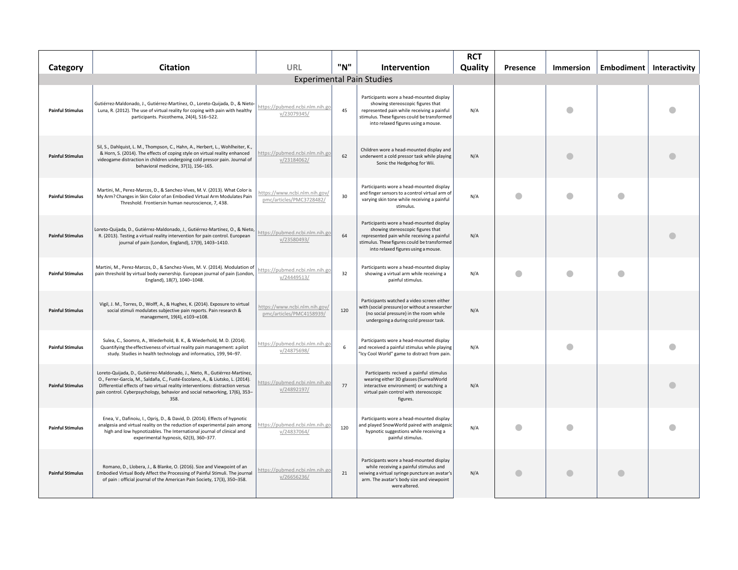| Category | Citation | URL | "N" | Intervention | RCT Quality | Presence | Immersion | Embodiment | Interactivity |
|---|---|---|---|---|---|---|---|---|---|
| Experimental Pain Studies | | | | | | | | | |
| Painful Stimulus | Gutiérrez-Maldonado, J., Gutiérrez-Martínez, O., Loreto-Quijada, D., & Nieto-Luna, R. (2012). The use of virtual reality for coping with pain with healthy participants. Psicothema, 24(4), 516–522. | https://pubmed.ncbi.nlm.nih.gov/23079345/ | 45 | Participants wore a head-mounted display showing stereoscopic figures that represented pain while receiving a painful stimulus. These figures could be transformed into relaxed figures using a mouse. | N/A | | ● | | ● |
| Painful Stimulus | Sil, S., Dahlquist, L. M., Thompson, C., Hahn, A., Herbert, L., Wohlheiter, K., & Horn, S. (2014). The effects of coping style on virtual reality enhanced videogame distraction in children undergoing cold pressor pain. Journal of behavioral medicine, 37(1), 156–165. | https://pubmed.ncbi.nlm.nih.gov/23184062/ | 62 | Children wore a head-mounted display and underwent a cold pressor task while playing Sonic the Hedgehog for Wii. | N/A | | ● | | ● |
| Painful Stimulus | Martini, M., Perez-Marcos, D., & Sanchez-Vives, M. V. (2013). What Color is My Arm? Changes in Skin Color of an Embodied Virtual Arm Modulates Pain Threshold. Frontiersin human neuroscience, 7, 438. | https://www.ncbi.nlm.nih.gov/pmc/articles/PMC3728482/ | 30 | Participants wore a head-mounted display and finger sensors to a control virtual arm of varying skin tone while receiving a painful stimulus. | N/A | ● | ● | ● | |
| Painful Stimulus | Loreto-Quijada, D., Gutiérrez-Maldonado, J., Gutiérrez-Martínez, O., & Nieto, R. (2013). Testing a virtual reality intervention for pain control. European journal of pain (London, England), 17(9), 1403–1410. | https://pubmed.ncbi.nlm.nih.gov/23580493/ | 64 | Participants wore a head-mounted display showing stereoscopic figures that represented pain while receiving a painful stimulus. These figures could be transformed into relaxed figures using a mouse. | N/A | | | | ● |
| Painful Stimulus | Martini, M., Perez-Marcos, D., & Sanchez-Vives, M. V. (2014). Modulation of pain threshold by virtual body ownership. European journal of pain (London, England), 18(7), 1040–1048. | https://pubmed.ncbi.nlm.nih.gov/24449513/ | 32 | Participants wore a head-mounted display showing a virtual arm while receiving a painful stimulus. | N/A | ● | ● | ● | |
| Painful Stimulus | Vigil, J. M., Torres, D., Wolff, A., & Hughes, K. (2014). Exposure to virtual social stimuli modulates subjective pain reports. Pain research & management, 19(4), e103–e108. | https://www.ncbi.nlm.nih.gov/pmc/articles/PMC4158939/ | 120 | Participants watched a video screen either with (social pressure) or without a researcher (no social pressure) in the room while undergoing a during cold pressor task. | N/A | | | | |
| Painful Stimulus | Sulea, C., Soomro, A., Wiederhold, B. K., & Wiederhold, M. D. (2014). Quantifying the effectiveness of virtual reality pain management: a pilot study. Studies in health technology and informatics, 199, 94–97. | https://pubmed.ncbi.nlm.nih.gov/24875698/ | 6 | Participants wore a head-mounted display and received a painful stimulus while playing "Icy Cool World" game to distract from pain. | N/A | | ● | | ● |
| Painful Stimulus | Loreto-Quijada, D., Gutiérrez-Maldonado, J., Nieto, R., Gutiérrez-Martínez, O., Ferrer-García, M., Saldaña, C., Fusté-Escolano, A., & Liutsko, L. (2014). Differential effects of two virtual reality interventions: distraction versus pain control. Cyberpsychology, behavior and social networking, 17(6), 353–358. | https://pubmed.ncbi.nlm.nih.gov/24892197/ | 77 | Participants recived a painful stimulus wearing either 3D glasses (SurrealWorld interactive environment) or watching a virtual pain control with stereoscopic figures. | N/A | | | | ● |
| Painful Stimulus | Enea, V., Dafinoiu, I., Opriş, D., & David, D. (2014). Effects of hypnotic analgesia and virtual reality on the reduction of experimental pain among high and low hypnotizables. The International journal of clinical and experimental hypnosis, 62(3), 360–377. | https://pubmed.ncbi.nlm.nih.gov/24837064/ | 120 | Participants wore a head-mounted display and played SnowWorld paired with analgesic hypnotic suggestions while receiving a painful stimulus. | N/A | ● | ● | | ● |
| Painful Stimulus | Romano, D., Llobera, J., & Blanke, O. (2016). Size and Viewpoint of an Embodied Virtual Body Affect the Processing of Painful Stimuli. The journal of pain : official journal of the American Pain Society, 17(3), 350–358. | https://pubmed.ncbi.nlm.nih.gov/26656236/ | 21 | Participants wore a head-mounted display while receiving a painful stimulus and veiwing a virtual syringe puncture an avatar's arm. The avatar's body size and viewpoint were altered. | N/A | ● | ● | ● | |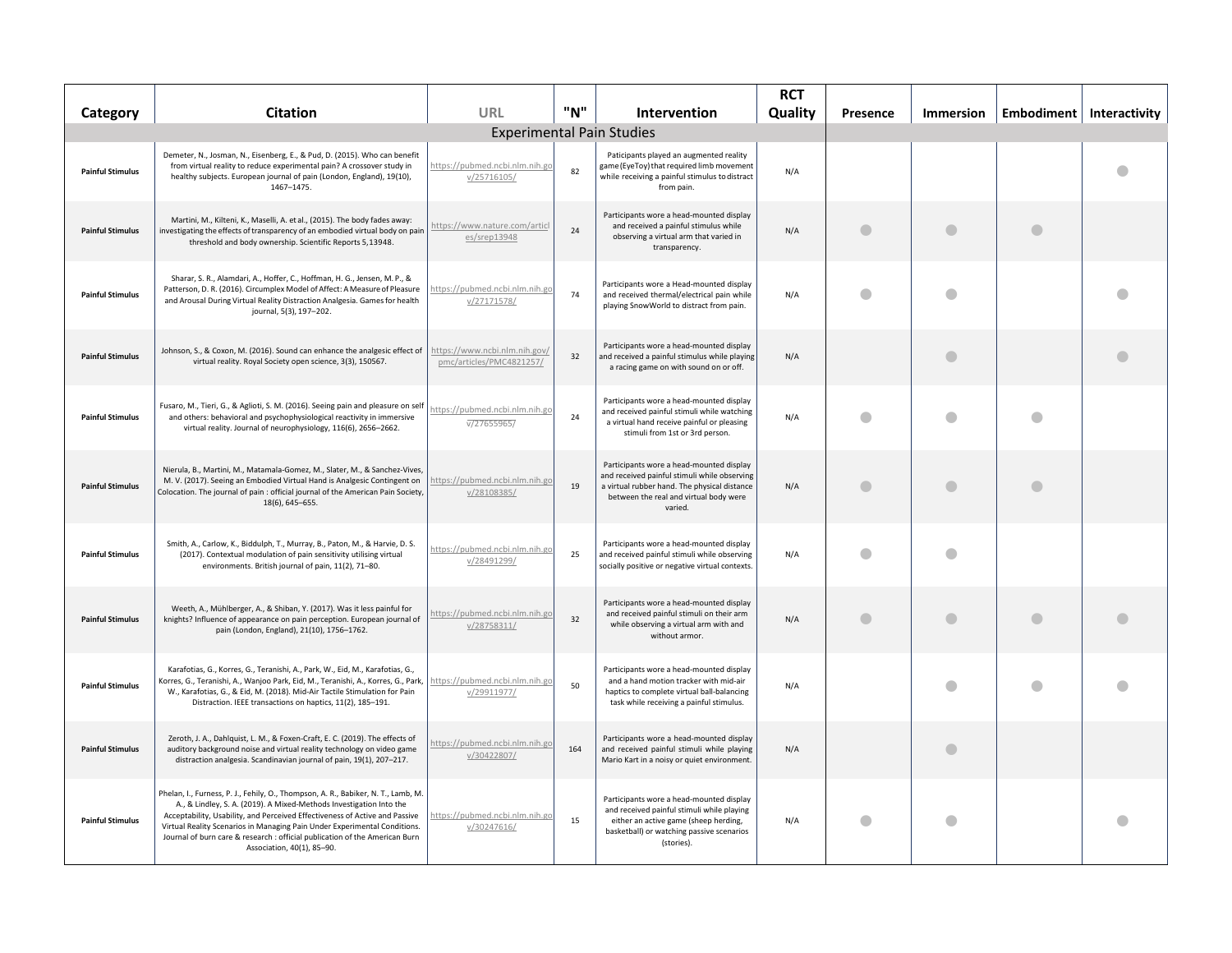| Category | Citation | URL | "N" | Intervention | RCT Quality | Presence | Immersion | Embodiment | Interactivity |
|---|---|---|---|---|---|---|---|---|---|
| Experimental Pain Studies | | | | | | | | | |
| Painful Stimulus | Demeter, N., Josman, N., Eisenberg, E., & Pud, D. (2015). Who can benefit from virtual reality to reduce experimental pain? A crossover study in healthy subjects. European journal of pain (London, England), 19(10), 1467–1475. | https://pubmed.ncbi.nlm.nih.gov/25716105/ | 82 | Participants played an augmented reality game (EyeToy) that required limb movement while receiving a painful stimulus to distract from pain. | N/A | | | | ● |
| Painful Stimulus | Martini, M., Kilteni, K., Maselli, A. et al., (2015). The body fades away: investigating the effects of transparency of an embodied virtual body on pain threshold and body ownership. Scientific Reports 5,13948. | https://www.nature.com/articles/srep13948 | 24 | Participants wore a head-mounted display and received a painful stimulus while observing a virtual arm that varied in transparency. | N/A | ● | ● | ● | |
| Painful Stimulus | Sharar, S. R., Alamdari, A., Hoffer, C., Hoffman, H. G., Jensen, M. P., & Patterson, D. R. (2016). Circumplex Model of Affect: A Measure of Pleasure and Arousal During Virtual Reality Distraction Analgesia. Games for health journal, 5(3), 197–202. | https://pubmed.ncbi.nlm.nih.gov/27171578/ | 74 | Participants wore a Head-mounted display and received thermal/electrical pain while playing SnowWorld to distract from pain. | N/A | ● | ● | | ● |
| Painful Stimulus | Johnson, S., & Coxon, M. (2016). Sound can enhance the analgesic effect of virtual reality. Royal Society open science, 3(3), 150567. | https://www.ncbi.nlm.nih.gov/pmc/articles/PMC4821257/ | 32 | Participants wore a head-mounted display and received a painful stimulus while playing a racing game on with sound on or off. | N/A | | ● | | ● |
| Painful Stimulus | Fusaro, M., Tieri, G., & Aglioti, S. M. (2016). Seeing pain and pleasure on self and others: behavioral and psychophysiological reactivity in immersive virtual reality. Journal of neurophysiology, 116(6), 2656–2662. | https://pubmed.ncbi.nlm.nih.gov/27655965/ | 24 | Participants wore a head-mounted display and received painful stimuli while watching a virtual hand receive painful or pleasing stimuli from 1st or 3rd person. | N/A | ● | ● | ● | |
| Painful Stimulus | Nierula, B., Martini, M., Matamala-Gomez, M., Slater, M., & Sanchez-Vives, M. V. (2017). Seeing an Embodied Virtual Hand is Analgesic Contingent on Colocation. The journal of pain : official journal of the American Pain Society, 18(6), 645–655. | https://pubmed.ncbi.nlm.nih.gov/28108385/ | 19 | Participants wore a head-mounted display and received painful stimuli while observing a virtual rubber hand. The physical distance between the real and virtual body were varied. | N/A | ● | ● | ● | |
| Painful Stimulus | Smith, A., Carlow, K., Biddulph, T., Murray, B., Paton, M., & Harvie, D. S. (2017). Contextual modulation of pain sensitivity utilising virtual environments. British journal of pain, 11(2), 71–80. | https://pubmed.ncbi.nlm.nih.gov/28491299/ | 25 | Participants wore a head-mounted display and received painful stimuli while observing socially positive or negative virtual contexts. | N/A | ● | ● | | |
| Painful Stimulus | Weeth, A., Mühlberger, A., & Shiban, Y. (2017). Was it less painful for knights? Influence of appearance on pain perception. European journal of pain (London, England), 21(10), 1756–1762. | https://pubmed.ncbi.nlm.nih.gov/28758311/ | 32 | Participants wore a head-mounted display and received painful stimuli on their arm while observing a virtual arm with and without armor. | N/A | ● | ● | ● | ● |
| Painful Stimulus | Karafotias, G., Korres, G., Teranishi, A., Park, W., Eid, M., Karafotias, G., Korres, G., Teranishi, A., Wanjoo Park, Eid, M., Teranishi, A., Korres, G., Park, W., Karafotias, G., & Eid, M. (2018). Mid-Air Tactile Stimulation for Pain Distraction. IEEE transactions on haptics, 11(2), 185–191. | https://pubmed.ncbi.nlm.nih.gov/29911977/ | 50 | Participants wore a head-mounted display and a hand motion tracker with mid-air haptics to complete virtual ball-balancing task while receiving a painful stimulus. | N/A | | ● | ● | ● |
| Painful Stimulus | Zeroth, J. A., Dahlquist, L. M., & Foxen-Craft, E. C. (2019). The effects of auditory background noise and virtual reality technology on video game distraction analgesia. Scandinavian journal of pain, 19(1), 207–217. | https://pubmed.ncbi.nlm.nih.gov/30422807/ | 164 | Participants wore a head-mounted display and received painful stimuli while playing Mario Kart in a noisy or quiet environment. | N/A | | ● | | |
| Painful Stimulus | Phelan, I., Furness, P. J., Fehily, O., Thompson, A. R., Babiker, N. T., Lamb, M. A., & Lindley, S. A. (2019). A Mixed-Methods Investigation Into the Acceptability, Usability, and Perceived Effectiveness of Active and Passive Virtual Reality Scenarios in Managing Pain Under Experimental Conditions. Journal of burn care & research : official publication of the American Burn Association, 40(1), 85–90. | https://pubmed.ncbi.nlm.nih.gov/30247616/ | 15 | Participants wore a head-mounted display and received painful stimuli while playing either an active game (sheep herding, basketball) or watching passive scenarios (stories). | N/A | ● | ● | | ● |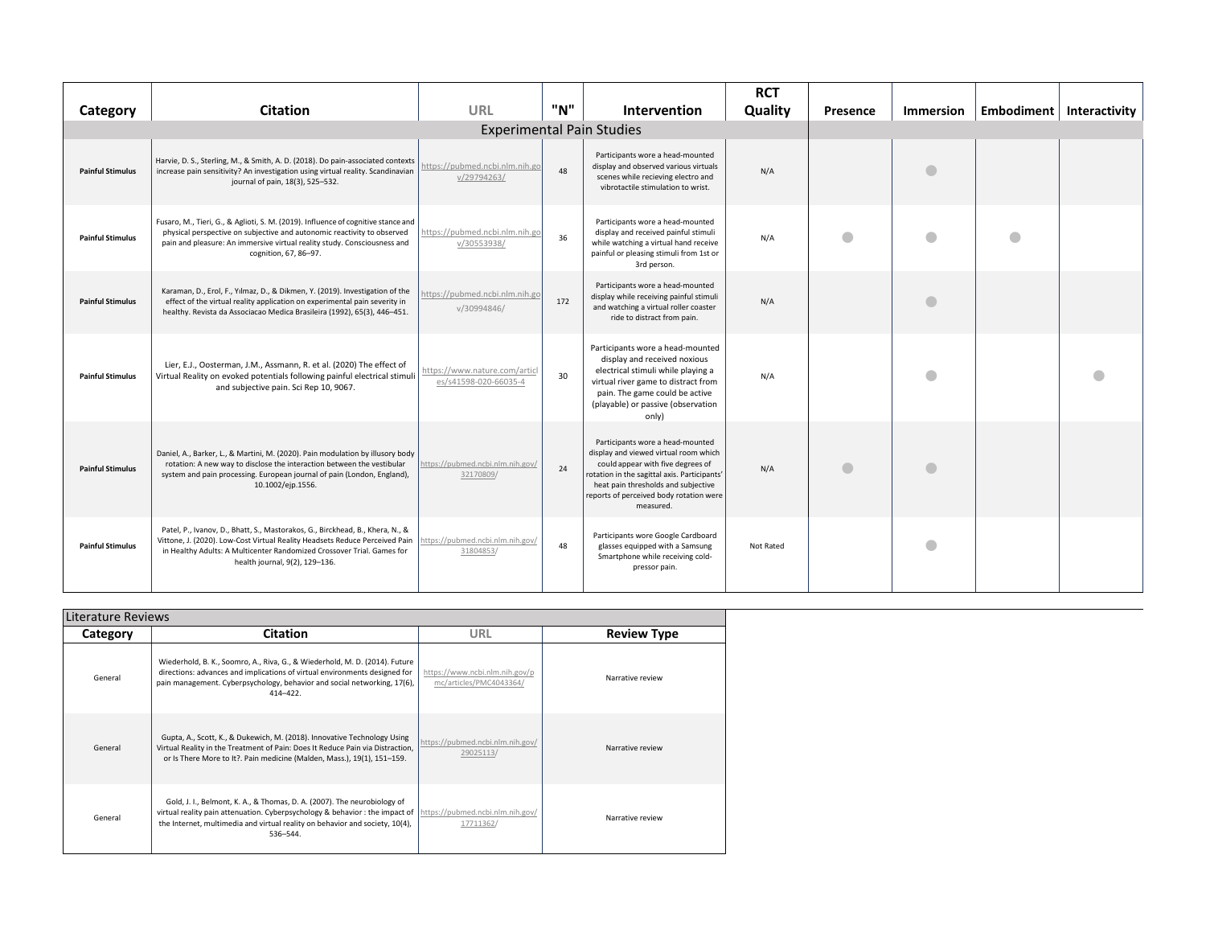| Category | Citation | URL | "N" | Intervention | RCT Quality | Presence | Immersion | Embodiment | Interactivity |
|---|---|---|---|---|---|---|---|---|---|
| Experimental Pain Studies | | | | | | | | | |
| **Painful Stimulus** | Harvie, D. S., Sterling, M., & Smith, A. D. (2018). Do pain-associated contexts increase pain sensitivity? An investigation using virtual reality. Scandinavian journal of pain, 18(3), 525–532. | https://pubmed.ncbi.nlm.nih.gov/29794263/ | 48 | Participants wore a head-mounted display and observed various virtuals scenes while recieving electro and vibrotactile stimulation to wrist. | N/A | | ● | | |
| **Painful Stimulus** | Fusaro, M., Tieri, G., & Aglioti, S. M. (2019). Influence of cognitive stance and physical perspective on subjective and autonomic reactivity to observed pain and pleasure: An immersive virtual reality study. Consciousness and cognition, 67, 86–97. | https://pubmed.ncbi.nlm.nih.gov/30553938/ | 36 | Participants wore a head-mounted display and received painful stimuli while watching a virtual hand receive painful or pleasing stimuli from 1st or 3rd person. | N/A | ● | ● | ● | |
| **Painful Stimulus** | Karaman, D., Erol, F., Yılmaz, D., & Dikmen, Y. (2019). Investigation of the effect of the virtual reality application on experimental pain severity in healthy. Revista da Associacao Medica Brasileira (1992), 65(3), 446–451. | https://pubmed.ncbi.nlm.nih.gov/30994846/ | 172 | Participants wore a head-mounted display while receiving painful stimuli and watching a virtual roller coaster ride to distract from pain. | N/A | | ● | | |
| **Painful Stimulus** | Lier, E.J., Oosterman, J.M., Assmann, R. et al. (2020) The effect of Virtual Reality on evoked potentials following painful electrical stimuli and subjective pain. Sci Rep 10, 9067. | https://www.nature.com/articles/s41598-020-66035-4 | 30 | Participants wore a head-mounted display and received noxious electrical stimuli while playing a virtual river game to distract from pain. The game could be active (playable) or passive (observation only) | N/A | | ● | | ● |
| **Painful Stimulus** | Daniel, A., Barker, L., & Martini, M. (2020). Pain modulation by illusory body rotation: A new way to disclose the interaction between the vestibular system and pain processing. European journal of pain (London, England), 10.1002/ejp.1556. | https://pubmed.ncbi.nlm.nih.gov/32170809/ | 24 | Participants wore a head-mounted display and viewed virtual room which could appear with five degrees of rotation in the sagittal axis. Participants' heat pain thresholds and subjective reports of perceived body rotation were measured. | N/A | ● | ● | | |
| **Painful Stimulus** | Patel, P., Ivanov, D., Bhatt, S., Mastorakos, G., Birckhead, B., Khera, N., & Vittone, J. (2020). Low-Cost Virtual Reality Headsets Reduce Perceived Pain in Healthy Adults: A Multicenter Randomized Crossover Trial. Games for health journal, 9(2), 129–136. | https://pubmed.ncbi.nlm.nih.gov/31804853/ | 48 | Participants wore Google Cardboard glasses equipped with a Samsung Smartphone while receiving cold-pressor pain. | Not Rated | | ● | | |

| Literature Reviews | | | |
|---|---|---|---|
| **Category** | **Citation** | **URL** | **Review Type** |
| General | Wiederhold, B. K., Soomro, A., Riva, G., & Wiederhold, M. D. (2014). Future directions: advances and implications of virtual environments designed for pain management. Cyberpsychology, behavior and social networking, 17(6), 414–422. | https://www.ncbi.nlm.nih.gov/pmc/articles/PMC4043364/ | Narrative review |
| General | Gupta, A., Scott, K., & Dukewich, M. (2018). Innovative Technology Using Virtual Reality in the Treatment of Pain: Does It Reduce Pain via Distraction, or Is There More to It?. Pain medicine (Malden, Mass.), 19(1), 151–159. | https://pubmed.ncbi.nlm.nih.gov/29025113/ | Narrative review |
| General | Gold, J. I., Belmont, K. A., & Thomas, D. A. (2007). The neurobiology of virtual reality pain attenuation. Cyberpsychology & behavior : the impact of the Internet, multimedia and virtual reality on behavior and society, 10(4), 536–544. | https://pubmed.ncbi.nlm.nih.gov/17711362/ | Narrative review |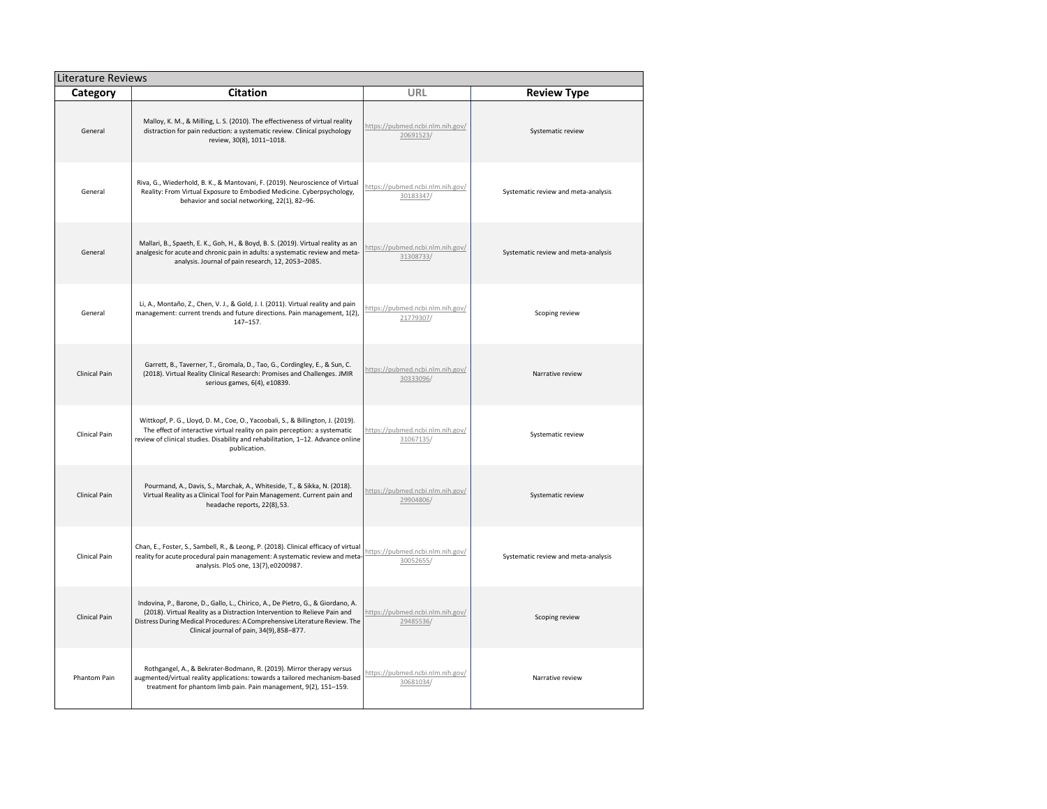| Literature Reviews | | | |
|---|---|---|---|
| **Category** | **Citation** | **URL** | **Review Type** |
| General | Malloy, K. M., & Milling, L. S. (2010). The effectiveness of virtual reality distraction for pain reduction: a systematic review. Clinical psychology review, 30(8), 1011–1018. | https://pubmed.ncbi.nlm.nih.gov/20691523/ | Systematic review |
| General | Riva, G., Wiederhold, B. K., & Mantovani, F. (2019). Neuroscience of Virtual Reality: From Virtual Exposure to Embodied Medicine. Cyberpsychology, behavior and social networking, 22(1), 82–96. | https://pubmed.ncbi.nlm.nih.gov/30183347/ | Systematic review and meta-analysis |
| General | Mallari, B., Spaeth, E. K., Goh, H., & Boyd, B. S. (2019). Virtual reality as an analgesic for acute and chronic pain in adults: a systematic review and meta-analysis. Journal of pain research, 12, 2053–2085. | https://pubmed.ncbi.nlm.nih.gov/31308733/ | Systematic review and meta-analysis |
| General | Li, A., Montaño, Z., Chen, V. J., & Gold, J. I. (2011). Virtual reality and pain management: current trends and future directions. Pain management, 1(2), 147–157. | https://pubmed.ncbi.nlm.nih.gov/21779307/ | Scoping review |
| Clinical Pain | Garrett, B., Taverner, T., Gromala, D., Tao, G., Cordingley, E., & Sun, C. (2018). Virtual Reality Clinical Research: Promises and Challenges. JMIR serious games, 6(4), e10839. | https://pubmed.ncbi.nlm.nih.gov/30333096/ | Narrative review |
| Clinical Pain | Wittkopf, P. G., Lloyd, D. M., Coe, O., Yacoobali, S., & Billington, J. (2019). The effect of interactive virtual reality on pain perception: a systematic review of clinical studies. Disability and rehabilitation, 1–12. Advance online publication. | https://pubmed.ncbi.nlm.nih.gov/31067135/ | Systematic review |
| Clinical Pain | Pourmand, A., Davis, S., Marchak, A., Whiteside, T., & Sikka, N. (2018). Virtual Reality as a Clinical Tool for Pain Management. Current pain and headache reports, 22(8), 53. | https://pubmed.ncbi.nlm.nih.gov/29904806/ | Systematic review |
| Clinical Pain | Chan, E., Foster, S., Sambell, R., & Leong, P. (2018). Clinical efficacy of virtual reality for acute procedural pain management: A systematic review and meta-analysis. PloS one, 13(7), e0200987. | https://pubmed.ncbi.nlm.nih.gov/30052655/ | Systematic review and meta-analysis |
| Clinical Pain | Indovina, P., Barone, D., Gallo, L., Chirico, A., De Pietro, G., & Giordano, A. (2018). Virtual Reality as a Distraction Intervention to Relieve Pain and Distress During Medical Procedures: A Comprehensive Literature Review. The Clinical journal of pain, 34(9), 858–877. | https://pubmed.ncbi.nlm.nih.gov/29485536/ | Scoping review |
| Phantom Pain | Rothgangel, A., & Bekrater-Bodmann, R. (2019). Mirror therapy versus augmented/virtual reality applications: towards a tailored mechanism-based treatment for phantom limb pain. Pain management, 9(2), 151–159. | https://pubmed.ncbi.nlm.nih.gov/30681034/ | Narrative review |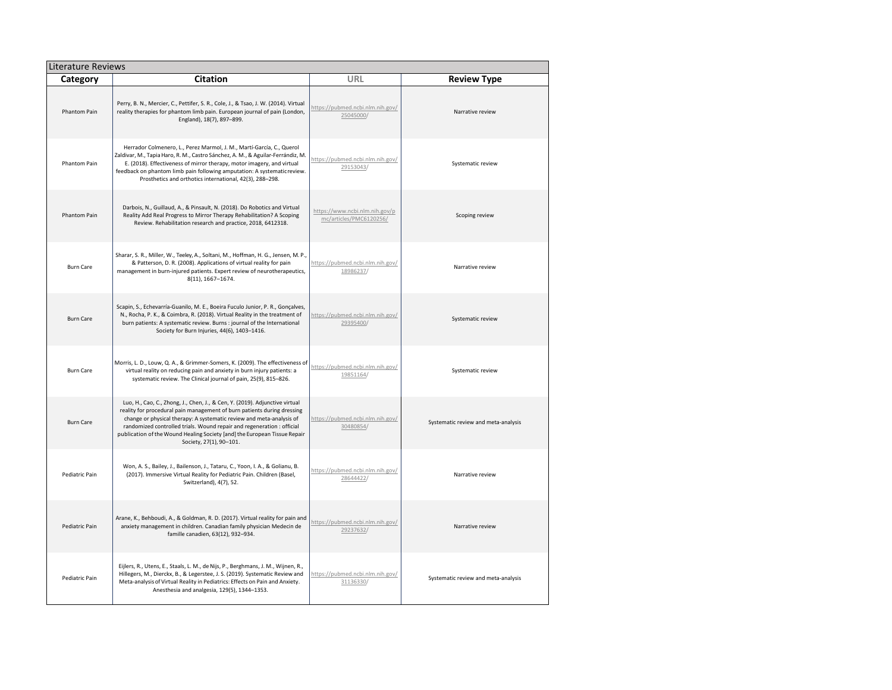| Literature Reviews | | | |
|---|---|---|---|
| **Category** | **Citation** | **URL** | **Review Type** |
| Phantom Pain | Perry, B. N., Mercier, C., Pettifer, S. R., Cole, J., & Tsao, J. W. (2014). Virtual reality therapies for phantom limb pain. European journal of pain (London, England), 18(7), 897–899. | https://pubmed.ncbi.nlm.nih.gov/25045000/ | Narrative review |
| Phantom Pain | Herrador Colmenero, L., Perez Marmol, J. M., Martí-García, C., Querol Zaldivar, M., Tapia Haro, R. M., Castro Sánchez, A. M., & Aguilar-Ferrándiz, M. E. (2018). Effectiveness of mirror therapy, motor imagery, and virtual feedback on phantom limb pain following amputation: A systematic review. Prosthetics and orthotics international, 42(3), 288–298. | https://pubmed.ncbi.nlm.nih.gov/29153043/ | Systematic review |
| Phantom Pain | Darbois, N., Guillaud, A., & Pinsault, N. (2018). Do Robotics and Virtual Reality Add Real Progress to Mirror Therapy Rehabilitation? A Scoping Review. Rehabilitation research and practice, 2018, 6412318. | https://www.ncbi.nlm.nih.gov/pmc/articles/PMC6120256/ | Scoping review |
| Burn Care | Sharar, S. R., Miller, W., Teeley, A., Soltani, M., Hoffman, H. G., Jensen, M. P., & Patterson, D. R. (2008). Applications of virtual reality for pain management in burn-injured patients. Expert review of neurotherapeutics, 8(11), 1667–1674. | https://pubmed.ncbi.nlm.nih.gov/18986237/ | Narrative review |
| Burn Care | Scapin, S., Echevarría-Guanilo, M. E., Boeira Fuculo Junior, P. R., Gonçalves, N., Rocha, P. K., & Coimbra, R. (2018). Virtual Reality in the treatment of burn patients: A systematic review. Burns : journal of the International Society for Burn Injuries, 44(6), 1403–1416. | https://pubmed.ncbi.nlm.nih.gov/29395400/ | Systematic review |
| Burn Care | Morris, L. D., Louw, Q. A., & Grimmer-Somers, K. (2009). The effectiveness of virtual reality on reducing pain and anxiety in burn injury patients: a systematic review. The Clinical journal of pain, 25(9), 815–826. | https://pubmed.ncbi.nlm.nih.gov/19851164/ | Systematic review |
| Burn Care | Luo, H., Cao, C., Zhong, J., Chen, J., & Cen, Y. (2019). Adjunctive virtual reality for procedural pain management of burn patients during dressing change or physical therapy: A systematic review and meta-analysis of randomized controlled trials. Wound repair and regeneration : official publication of the Wound Healing Society [and] the European Tissue Repair Society, 27(1), 90–101. | https://pubmed.ncbi.nlm.nih.gov/30480854/ | Systematic review and meta-analysis |
| Pediatric Pain | Won, A. S., Bailey, J., Bailenson, J., Tataru, C., Yoon, I. A., & Golianu, B. (2017). Immersive Virtual Reality for Pediatric Pain. Children (Basel, Switzerland), 4(7), 52. | https://pubmed.ncbi.nlm.nih.gov/28644422/ | Narrative review |
| Pediatric Pain | Arane, K., Behboudi, A., & Goldman, R. D. (2017). Virtual reality for pain and anxiety management in children. Canadian family physician Medecin de famille canadien, 63(12), 932–934. | https://pubmed.ncbi.nlm.nih.gov/29237632/ | Narrative review |
| Pediatric Pain | Eijlers, R., Utens, E., Staals, L. M., de Nijs, P., Berghmans, J. M., Wijnen, R., Hillegers, M., Dierckx, B., & Legerstee, J. S. (2019). Systematic Review and Meta-analysis of Virtual Reality in Pediatrics: Effects on Pain and Anxiety. Anesthesia and analgesia, 129(5), 1344–1353. | https://pubmed.ncbi.nlm.nih.gov/31136330/ | Systematic review and meta-analysis |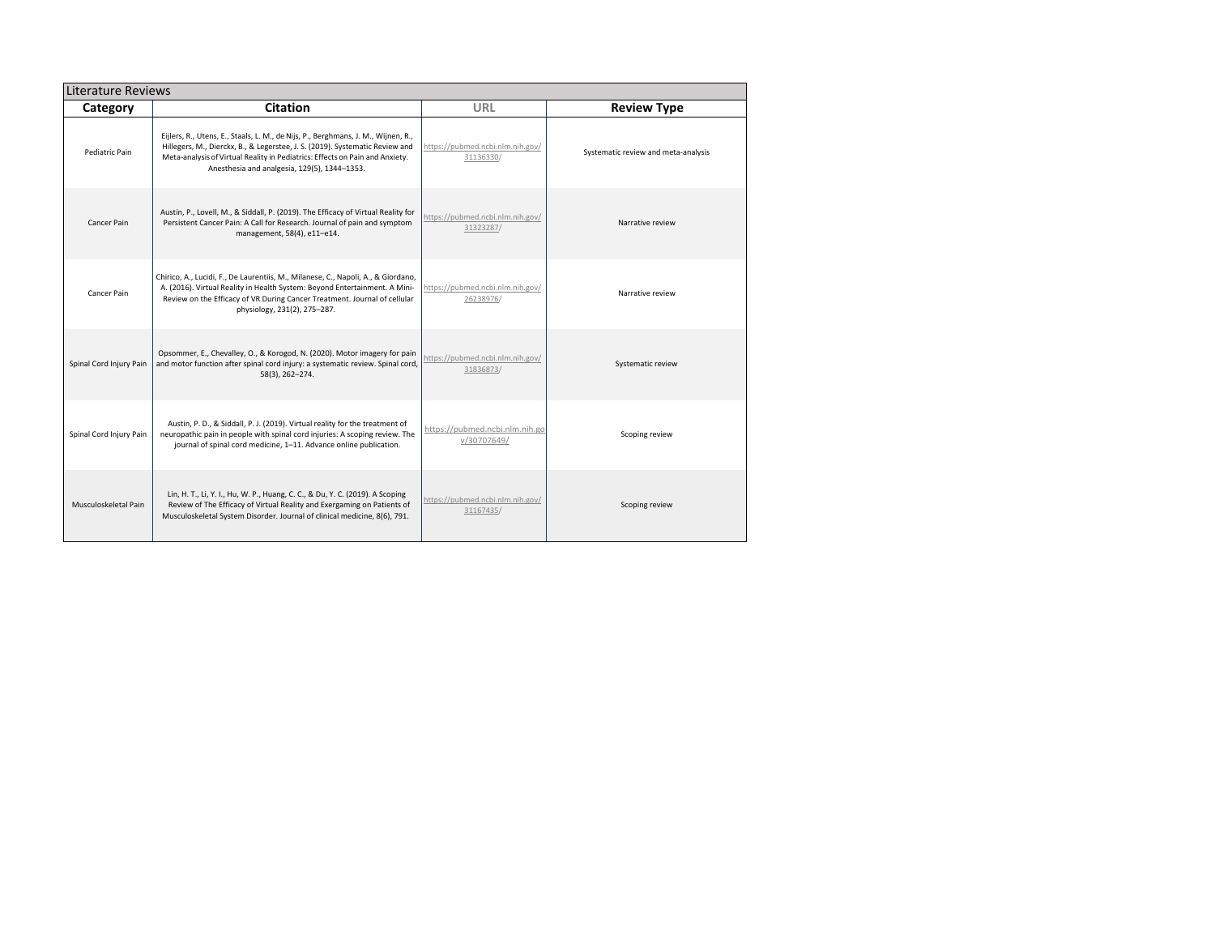## Literature Reviews

| Category | Citation | URL | Review Type |
|---|---|---|---|
| Pediatric Pain | Eijlers, R., Utens, E., Staals, L. M., de Nijs, P., Berghmans, J. M., Wijnen, R., Hillegers, M., Dierckx, B., & Legerstee, J. S. (2019). Systematic Review and Meta-analysis of Virtual Reality in Pediatrics: Effects on Pain and Anxiety. Anesthesia and analgesia, 129(5), 1344–1353. | https://pubmed.ncbi.nlm.nih.gov/31136330/ | Systematic review and meta-analysis |
| Cancer Pain | Austin, P., Lovell, M., & Siddall, P. (2019). The Efficacy of Virtual Reality for Persistent Cancer Pain: A Call for Research. Journal of pain and symptom management, 58(4), e11–e14. | https://pubmed.ncbi.nlm.nih.gov/31323287/ | Narrative review |
| Cancer Pain | Chirico, A., Lucidi, F., De Laurentiis, M., Milanese, C., Napoli, A., & Giordano, A. (2016). Virtual Reality in Health System: Beyond Entertainment. A Mini-Review on the Efficacy of VR During Cancer Treatment. Journal of cellular physiology, 231(2), 275–287. | https://pubmed.ncbi.nlm.nih.gov/26238976/ | Narrative review |
| Spinal Cord Injury Pain | Opsommer, E., Chevalley, O., & Korogod, N. (2020). Motor imagery for pain and motor function after spinal cord injury: a systematic review. Spinal cord, 58(3), 262–274. | https://pubmed.ncbi.nlm.nih.gov/31836873/ | Systematic review |
| Spinal Cord Injury Pain | Austin, P. D., & Siddall, P. J. (2019). Virtual reality for the treatment of neuropathic pain in people with spinal cord injuries: A scoping review. The journal of spinal cord medicine, 1–11. Advance online publication. | https://pubmed.ncbi.nlm.nih.gov/30707649/ | Scoping review |
| Musculoskeletal Pain | Lin, H. T., Li, Y. I., Hu, W. P., Huang, C. C., & Du, Y. C. (2019). A Scoping Review of The Efficacy of Virtual Reality and Exergaming on Patients of Musculoskeletal System Disorder. Journal of clinical medicine, 8(6), 791. | https://pubmed.ncbi.nlm.nih.gov/31167435/ | Scoping review |